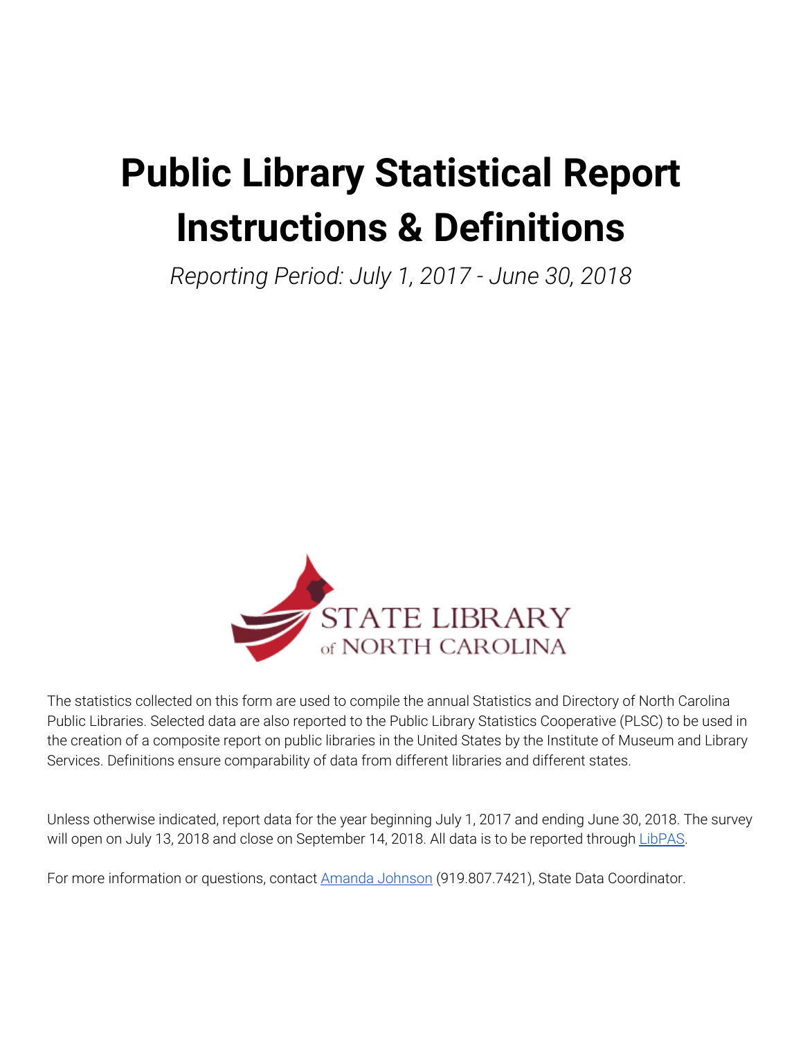# Public Library Statistical Report Instructions & Definitions

*Reporting Period: July 1, 2017 - June 30, 2018*

STATE LIBRARY of NORTH CAROLINA

The statistics collected on this form are used to compile the annual Statistics and Directory of North Carolina Public Libraries. Selected data are also reported to the Public Library Statistics Cooperative (PLSC) to be used in the creation of a composite report on public libraries in the United States by the Institute of Museum and Library Services. Definitions ensure comparability of data from different libraries and different states.

Unless otherwise indicated, report data for the year beginning July 1, 2017 and ending June 30, 2018. The survey will open on July 13, 2018 and close on September 14, 2018. All data is to be reported through LibPAS.

For more information or questions, contact Amanda Johnson (919.807.7421), State Data Coordinator.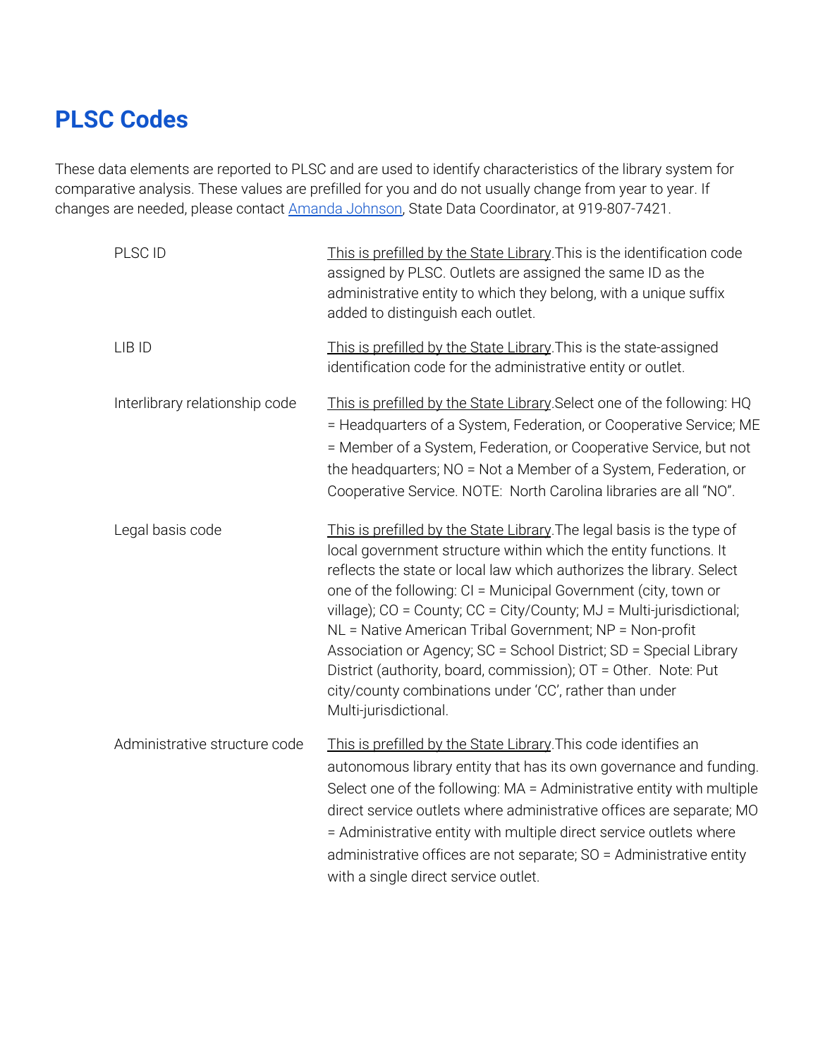# PLSC Codes

These data elements are reported to PLSC and are used to identify characteristics of the library system for comparative analysis. These values are prefilled for you and do not usually change from year to year. If changes are needed, please contact [Amanda Johnson](), State Data Coordinator, at 919-807-7421.

| | |
|---|---|
| PLSC ID | This is prefilled by the State Library.This is the identification code assigned by PLSC. Outlets are assigned the same ID as the administrative entity to which they belong, with a unique suffix added to distinguish each outlet. |
| LIB ID | This is prefilled by the State Library.This is the state-assigned identification code for the administrative entity or outlet. |
| Interlibrary relationship code | This is prefilled by the State Library.Select one of the following: HQ = Headquarters of a System, Federation, or Cooperative Service; ME = Member of a System, Federation, or Cooperative Service, but not the headquarters; NO = Not a Member of a System, Federation, or Cooperative Service. NOTE: North Carolina libraries are all "NO". |
| Legal basis code | This is prefilled by the State Library.The legal basis is the type of local government structure within which the entity functions. It reflects the state or local law which authorizes the library. Select one of the following: CI = Municipal Government (city, town or village); CO = County; CC = City/County; MJ = Multi-jurisdictional; NL = Native American Tribal Government; NP = Non-profit Association or Agency; SC = School District; SD = Special Library District (authority, board, commission); OT = Other. Note: Put city/county combinations under 'CC', rather than under Multi-jurisdictional. |
| Administrative structure code | This is prefilled by the State Library.This code identifies an autonomous library entity that has its own governance and funding. Select one of the following: MA = Administrative entity with multiple direct service outlets where administrative offices are separate; MO = Administrative entity with multiple direct service outlets where administrative offices are not separate; SO = Administrative entity with a single direct service outlet. |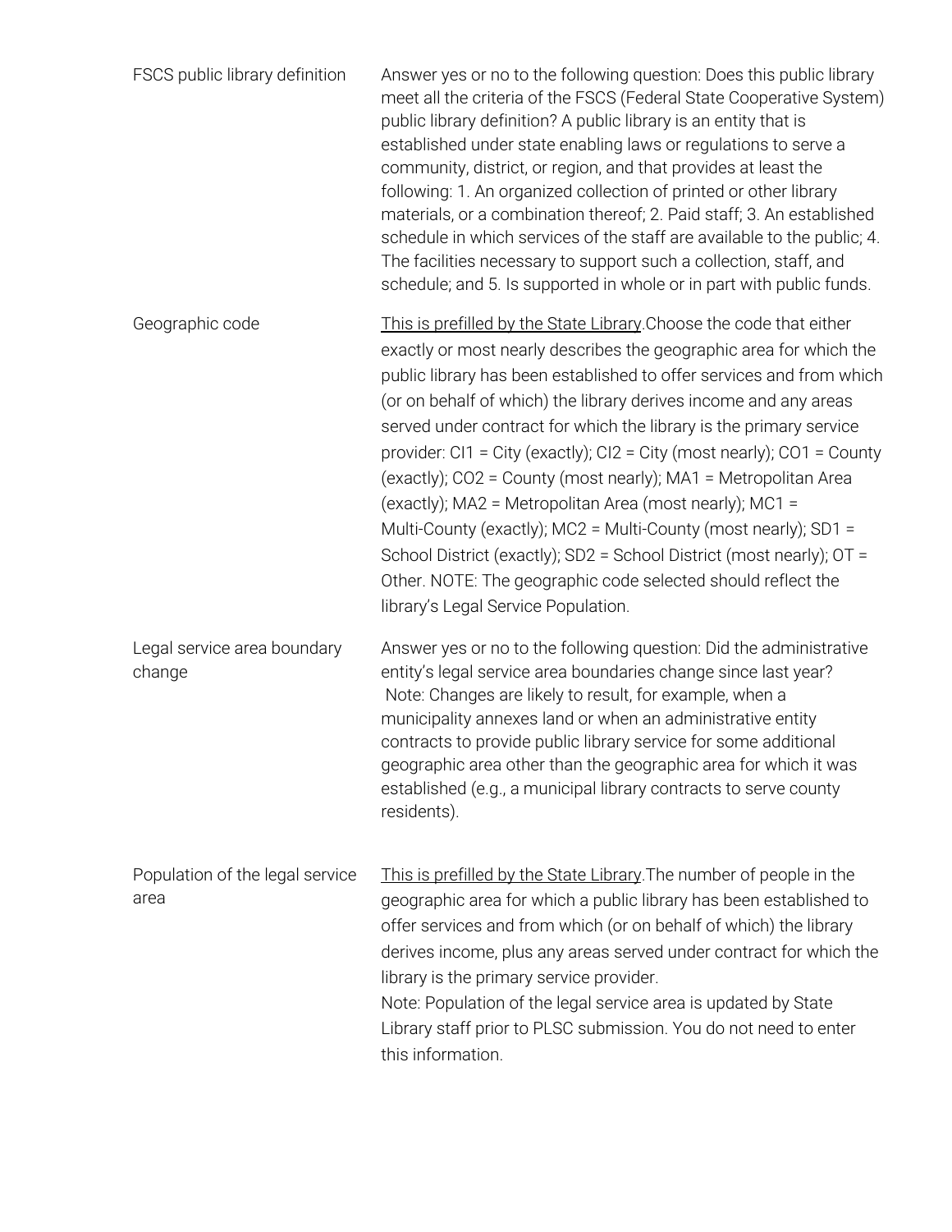| | |
|---|---|
| FSCS public library definition | Answer yes or no to the following question: Does this public library meet all the criteria of the FSCS (Federal State Cooperative System) public library definition? A public library is an entity that is established under state enabling laws or regulations to serve a community, district, or region, and that provides at least the following: 1. An organized collection of printed or other library materials, or a combination thereof; 2. Paid staff; 3. An established schedule in which services of the staff are available to the public; 4. The facilities necessary to support such a collection, staff, and schedule; and 5. Is supported in whole or in part with public funds. |
| Geographic code | This is prefilled by the State Library.Choose the code that either exactly or most nearly describes the geographic area for which the public library has been established to offer services and from which (or on behalf of which) the library derives income and any areas served under contract for which the library is the primary service provider: CI1 = City (exactly); CI2 = City (most nearly); CO1 = County (exactly); CO2 = County (most nearly); MA1 = Metropolitan Area (exactly); MA2 = Metropolitan Area (most nearly); MC1 = Multi-County (exactly); MC2 = Multi-County (most nearly); SD1 = School District (exactly); SD2 = School District (most nearly); OT = Other. NOTE: The geographic code selected should reflect the library's Legal Service Population. |
| Legal service area boundary change | Answer yes or no to the following question: Did the administrative entity's legal service area boundaries change since last year? Note: Changes are likely to result, for example, when a municipality annexes land or when an administrative entity contracts to provide public library service for some additional geographic area other than the geographic area for which it was established (e.g., a municipal library contracts to serve county residents). |
| Population of the legal service area | This is prefilled by the State Library.The number of people in the geographic area for which a public library has been established to offer services and from which (or on behalf of which) the library derives income, plus any areas served under contract for which the library is the primary service provider.<br>Note: Population of the legal service area is updated by State Library staff prior to PLSC submission. You do not need to enter this information. |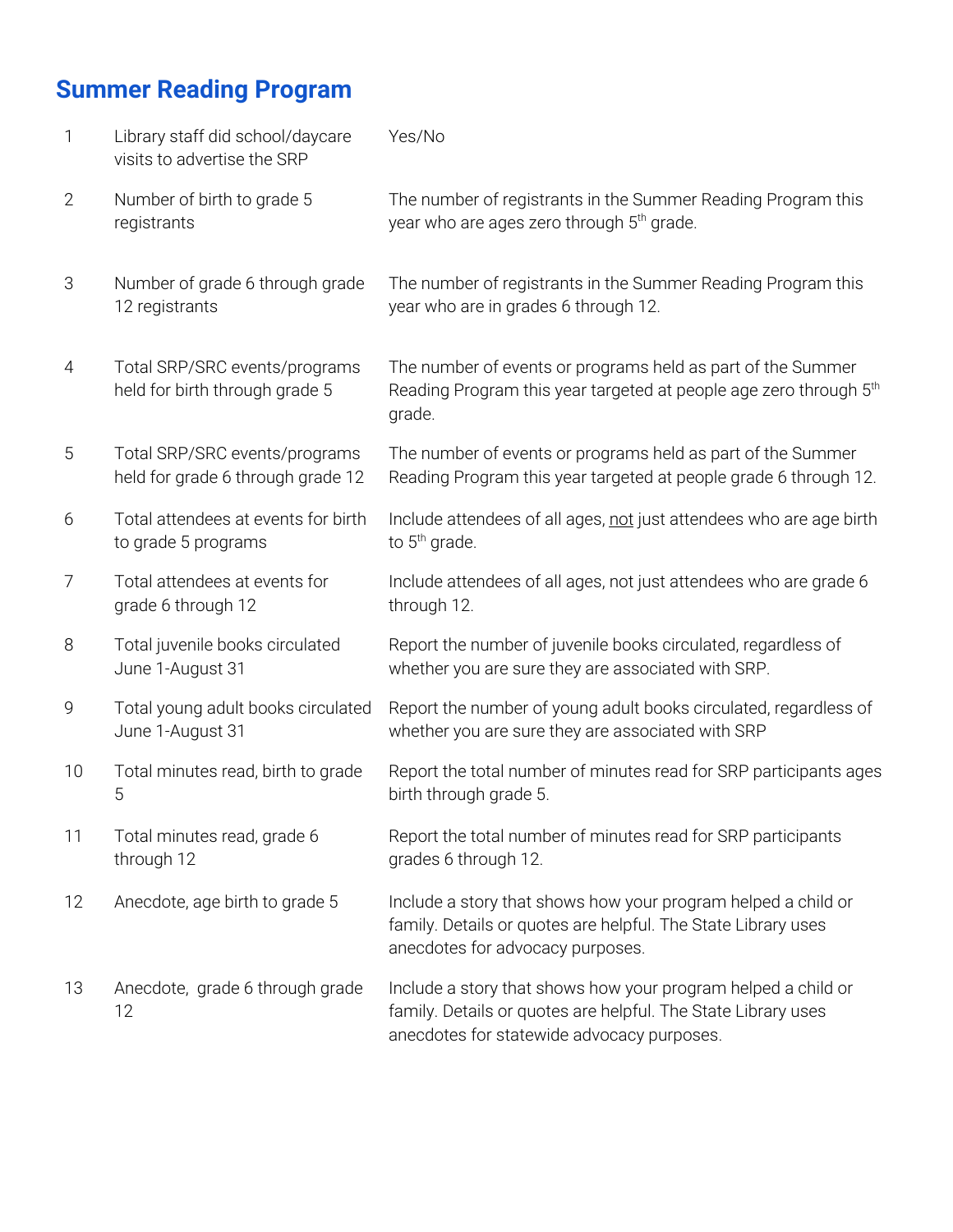## Summary Reading Program

| | | |
|---|---|---|
| 1 | Library staff did school/daycare visits to advertise the SRP | Yes/No |
| 2 | Number of birth to grade 5 registrants | The number of registrants in the Summer Reading Program this year who are ages zero through 5th grade. |
| 3 | Number of grade 6 through grade 12 registrants | The number of registrants in the Summer Reading Program this year who are in grades 6 through 12. |
| 4 | Total SRP/SRC events/programs held for birth through grade 5 | The number of events or programs held as part of the Summer Reading Program this year targeted at people age zero through 5th grade. |
| 5 | Total SRP/SRC events/programs held for grade 6 through grade 12 | The number of events or programs held as part of the Summer Reading Program this year targeted at people grade 6 through 12. |
| 6 | Total attendees at events for birth to grade 5 programs | Include attendees of all ages, <u>not</u> just attendees who are age birth to 5th grade. |
| 7 | Total attendees at events for grade 6 through 12 | Include attendees of all ages, not just attendees who are grade 6 through 12. |
| 8 | Total juvenile books circulated June 1-August 31 | Report the number of juvenile books circulated, regardless of whether you are sure they are associated with SRP. |
| 9 | Total young adult books circulated June 1-August 31 | Report the number of young adult books circulated, regardless of whether you are sure they are associated with SRP |
| 10 | Total minutes read, birth to grade 5 | Report the total number of minutes read for SRP participants ages birth through grade 5. |
| 11 | Total minutes read, grade 6 through 12 | Report the total number of minutes read for SRP participants grades 6 through 12. |
| 12 | Anecdote, age birth to grade 5 | Include a story that shows how your program helped a child or family. Details or quotes are helpful. The State Library uses anecdotes for advocacy purposes. |
| 13 | Anecdote, grade 6 through grade 12 | Include a story that shows how your program helped a child or family. Details or quotes are helpful. The State Library uses anecdotes for statewide advocacy purposes. |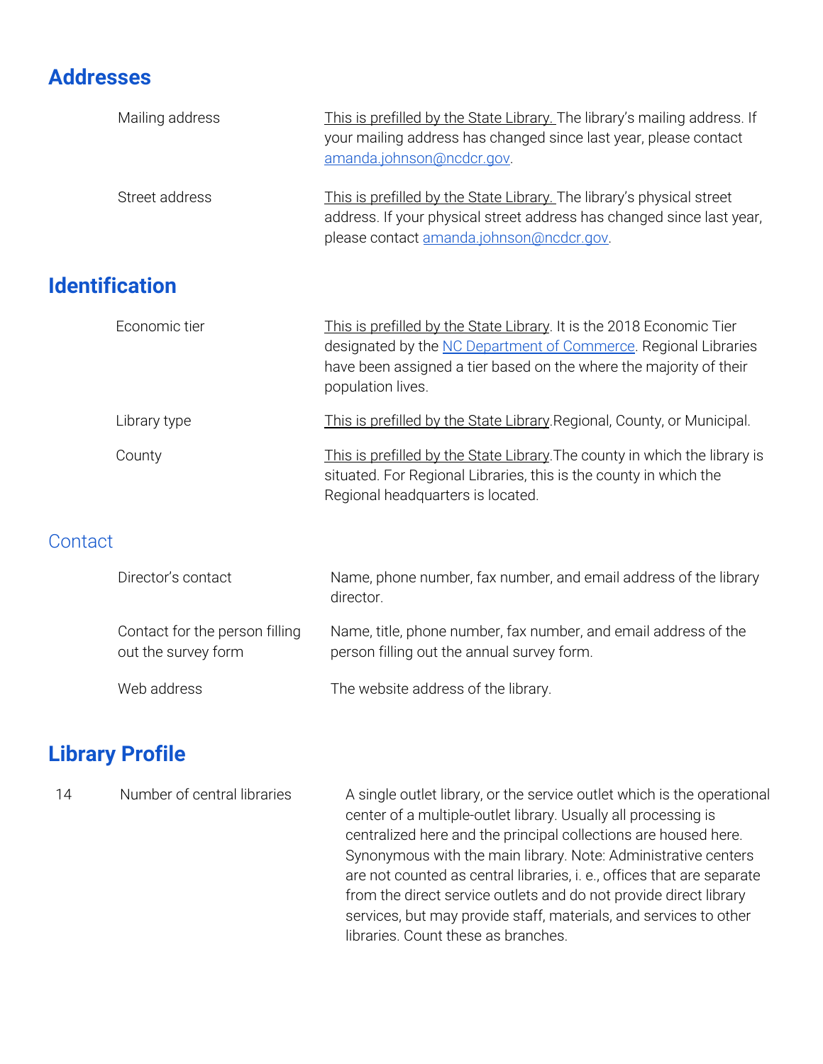## Addresses

| | |
|---|---|
| Mailing address | This is prefilled by the State Library. The library's mailing address. If your mailing address has changed since last year, please contact amanda.johnson@ncdcr.gov. |
| Street address | This is prefilled by the State Library. The library's physical street address. If your physical street address has changed since last year, please contact amanda.johnson@ncdcr.gov. |

## Identification

| | |
|---|---|
| Economic tier | This is prefilled by the State Library. It is the 2018 Economic Tier designated by the NC Department of Commerce. Regional Libraries have been assigned a tier based on the where the majority of their population lives. |
| Library type | This is prefilled by the State Library.Regional, County, or Municipal. |
| County | This is prefilled by the State Library.The county in which the library is situated. For Regional Libraries, this is the county in which the Regional headquarters is located. |

### Contact

| | |
|---|---|
| Director's contact | Name, phone number, fax number, and email address of the library director. |
| Contact for the person filling out the survey form | Name, title, phone number, fax number, and email address of the person filling out the annual survey form. |
| Web address | The website address of the library. |

## Library Profile

| | | |
|---|---|---|
| 14 | Number of central libraries | A single outlet library, or the service outlet which is the operational center of a multiple-outlet library. Usually all processing is centralized here and the principal collections are housed here. Synonymous with the main library. Note: Administrative centers are not counted as central libraries, i. e., offices that are separate from the direct service outlets and do not provide direct library services, but may provide staff, materials, and services to other libraries. Count these as branches. |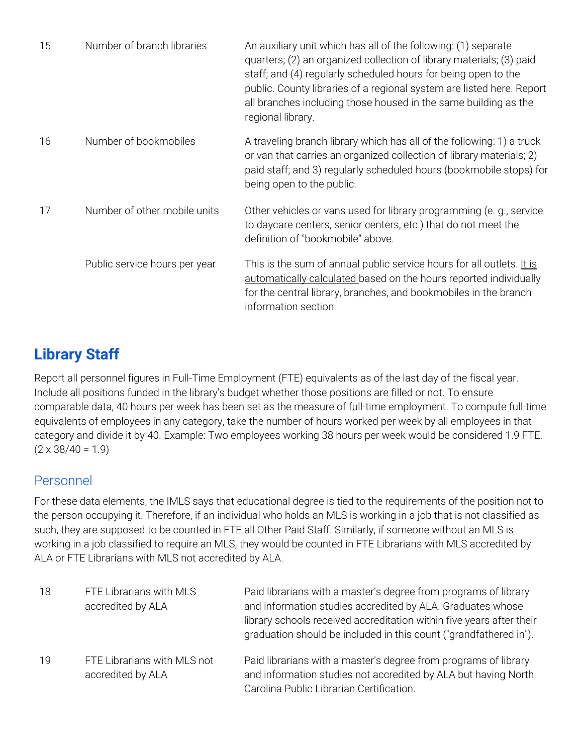| | | |
|---|---|---|
| 15 | Number of branch libraries | An auxiliary unit which has all of the following: (1) separate quarters; (2) an organized collection of library materials; (3) paid staff; and (4) regularly scheduled hours for being open to the public. County libraries of a regional system are listed here. Report all branches including those housed in the same building as the regional library. |
| 16 | Number of bookmobiles | A traveling branch library which has all of the following: 1) a truck or van that carries an organized collection of library materials; 2) paid staff; and 3) regularly scheduled hours (bookmobile stops) for being open to the public. |
| 17 | Number of other mobile units | Other vehicles or vans used for library programming (e. g., service to daycare centers, senior centers, etc.) that do not meet the definition of "bookmobile" above. |
| | Public service hours per year | This is the sum of annual public service hours for all outlets. It is automatically calculated based on the hours reported individually for the central library, branches, and bookmobiles in the branch information section. |

## Library Staff

Report all personnel figures in Full-Time Employment (FTE) equivalents as of the last day of the fiscal year. Include all positions funded in the library's budget whether those positions are filled or not. To ensure comparable data, 40 hours per week has been set as the measure of full-time employment. To compute full-time equivalents of employees in any category, take the number of hours worked per week by all employees in that category and divide it by 40. Example: Two employees working 38 hours per week would be considered 1.9 FTE. (2 x 38/40 = 1.9)

### Personnel

For these data elements, the IMLS says that educational degree is tied to the requirements of the position not to the person occupying it. Therefore, if an individual who holds an MLS is working in a job that is not classified as such, they are supposed to be counted in FTE all Other Paid Staff. Similarly, if someone without an MLS is working in a job classified to require an MLS, they would be counted in FTE Librarians with MLS accredited by ALA or FTE Librarians with MLS not accredited by ALA.

| | | |
|---|---|---|
| 18 | FTE Librarians with MLS accredited by ALA | Paid librarians with a master's degree from programs of library and information studies accredited by ALA. Graduates whose library schools received accreditation within five years after their graduation should be included in this count ("grandfathered in"). |
| 19 | FTE Librarians with MLS not accredited by ALA | Paid librarians with a master's degree from programs of library and information studies not accredited by ALA but having North Carolina Public Librarian Certification. |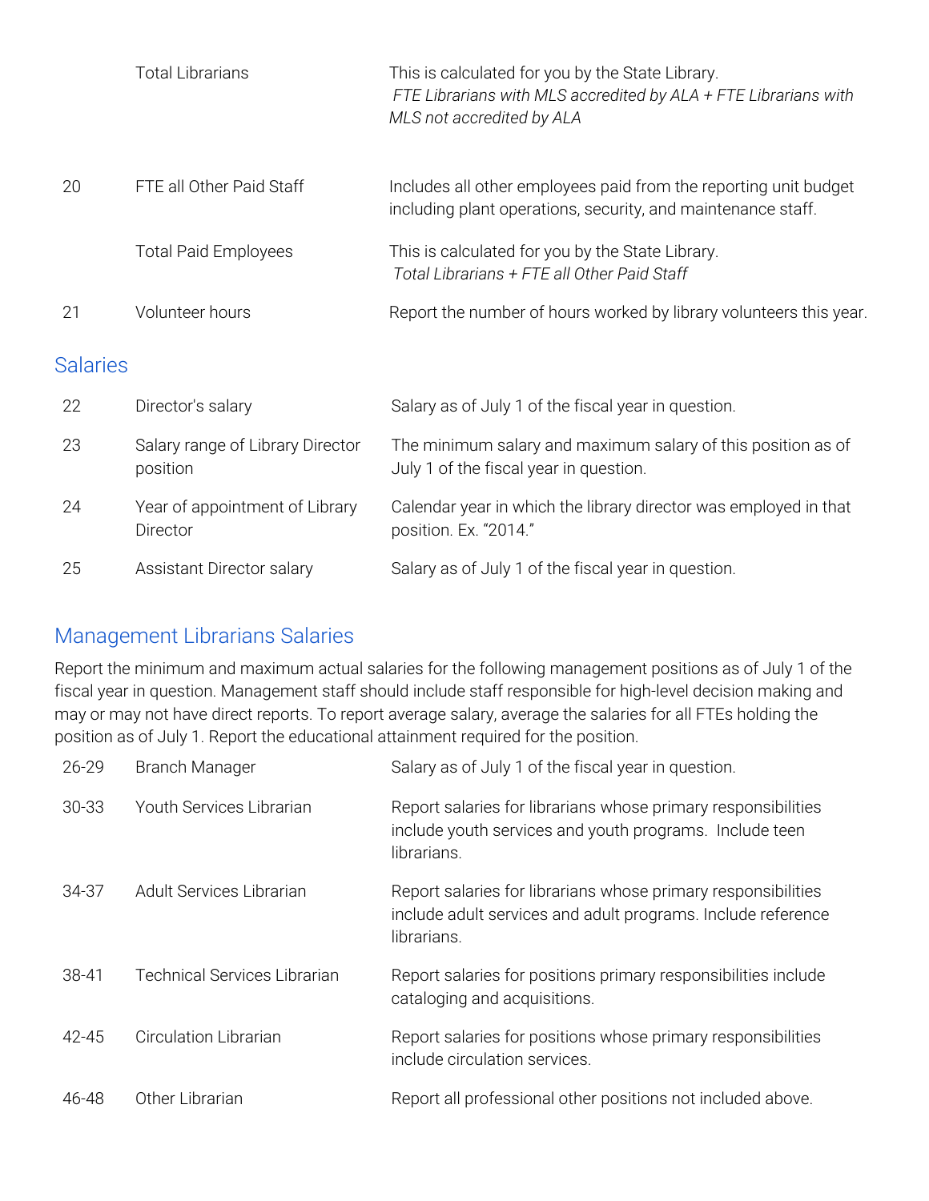| | | |
|---|---|---|
| | Total Librarians | This is calculated for you by the State Library. *FTE Librarians with MLS accredited by ALA + FTE Librarians with MLS not accredited by ALA* |
| 20 | FTE all Other Paid Staff | Includes all other employees paid from the reporting unit budget including plant operations, security, and maintenance staff. |
| | Total Paid Employees | This is calculated for you by the State Library. *Total Librarians + FTE all Other Paid Staff* |
| 21 | Volunteer hours | Report the number of hours worked by library volunteers this year. |

## Salaries

| | | |
|---|---|---|
| 22 | Director's salary | Salary as of July 1 of the fiscal year in question. |
| 23 | Salary range of Library Director position | The minimum salary and maximum salary of this position as of July 1 of the fiscal year in question. |
| 24 | Year of appointment of Library Director | Calendar year in which the library director was employed in that position. Ex. "2014." |
| 25 | Assistant Director salary | Salary as of July 1 of the fiscal year in question. |

## Management Librarians Salaries

Report the minimum and maximum actual salaries for the following management positions as of July 1 of the fiscal year in question. Management staff should include staff responsible for high-level decision making and may or may not have direct reports. To report average salary, average the salaries for all FTEs holding the position as of July 1. Report the educational attainment required for the position.

| | | |
|---|---|---|
| 26-29 | Branch Manager | Salary as of July 1 of the fiscal year in question. |
| 30-33 | Youth Services Librarian | Report salaries for librarians whose primary responsibilities include youth services and youth programs. Include teen librarians. |
| 34-37 | Adult Services Librarian | Report salaries for librarians whose primary responsibilities include adult services and adult programs. Include reference librarians. |
| 38-41 | Technical Services Librarian | Report salaries for positions primary responsibilities include cataloging and acquisitions. |
| 42-45 | Circulation Librarian | Report salaries for positions whose primary responsibilities include circulation services. |
| 46-48 | Other Librarian | Report all professional other positions not included above. |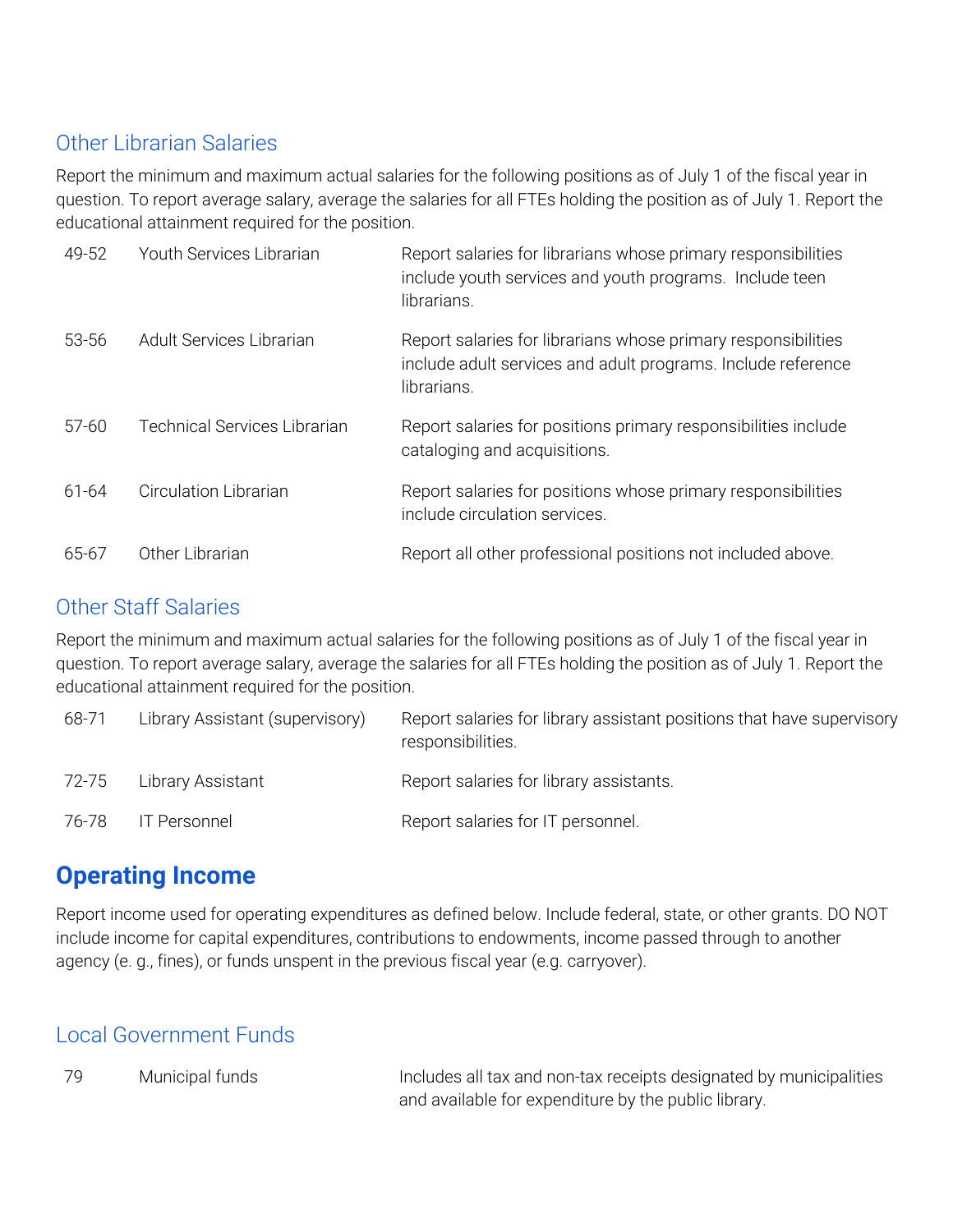### Other Librarian Salaries

Report the minimum and maximum actual salaries for the following positions as of July 1 of the fiscal year in question. To report average salary, average the salaries for all FTEs holding the position as of July 1. Report the educational attainment required for the position.

| | | |
|---|---|---|
| 49-52 | Youth Services Librarian | Report salaries for librarians whose primary responsibilities include youth services and youth programs. Include teen librarians. |
| 53-56 | Adult Services Librarian | Report salaries for librarians whose primary responsibilities include adult services and adult programs. Include reference librarians. |
| 57-60 | Technical Services Librarian | Report salaries for positions primary responsibilities include cataloging and acquisitions. |
| 61-64 | Circulation Librarian | Report salaries for positions whose primary responsibilities include circulation services. |
| 65-67 | Other Librarian | Report all other professional positions not included above. |

### Other Staff Salaries

Report the minimum and maximum actual salaries for the following positions as of July 1 of the fiscal year in question. To report average salary, average the salaries for all FTEs holding the position as of July 1. Report the educational attainment required for the position.

| | | |
|---|---|---|
| 68-71 | Library Assistant (supervisory) | Report salaries for library assistant positions that have supervisory responsibilities. |
| 72-75 | Library Assistant | Report salaries for library assistants. |
| 76-78 | IT Personnel | Report salaries for IT personnel. |

## Operating Income

Report income used for operating expenditures as defined below. Include federal, state, or other grants. DO NOT include income for capital expenditures, contributions to endowments, income passed through to another agency (e. g., fines), or funds unspent in the previous fiscal year (e.g. carryover).

### Local Government Funds

| | | |
|---|---|---|
| 79 | Municipal funds | Includes all tax and non-tax receipts designated by municipalities and available for expenditure by the public library. |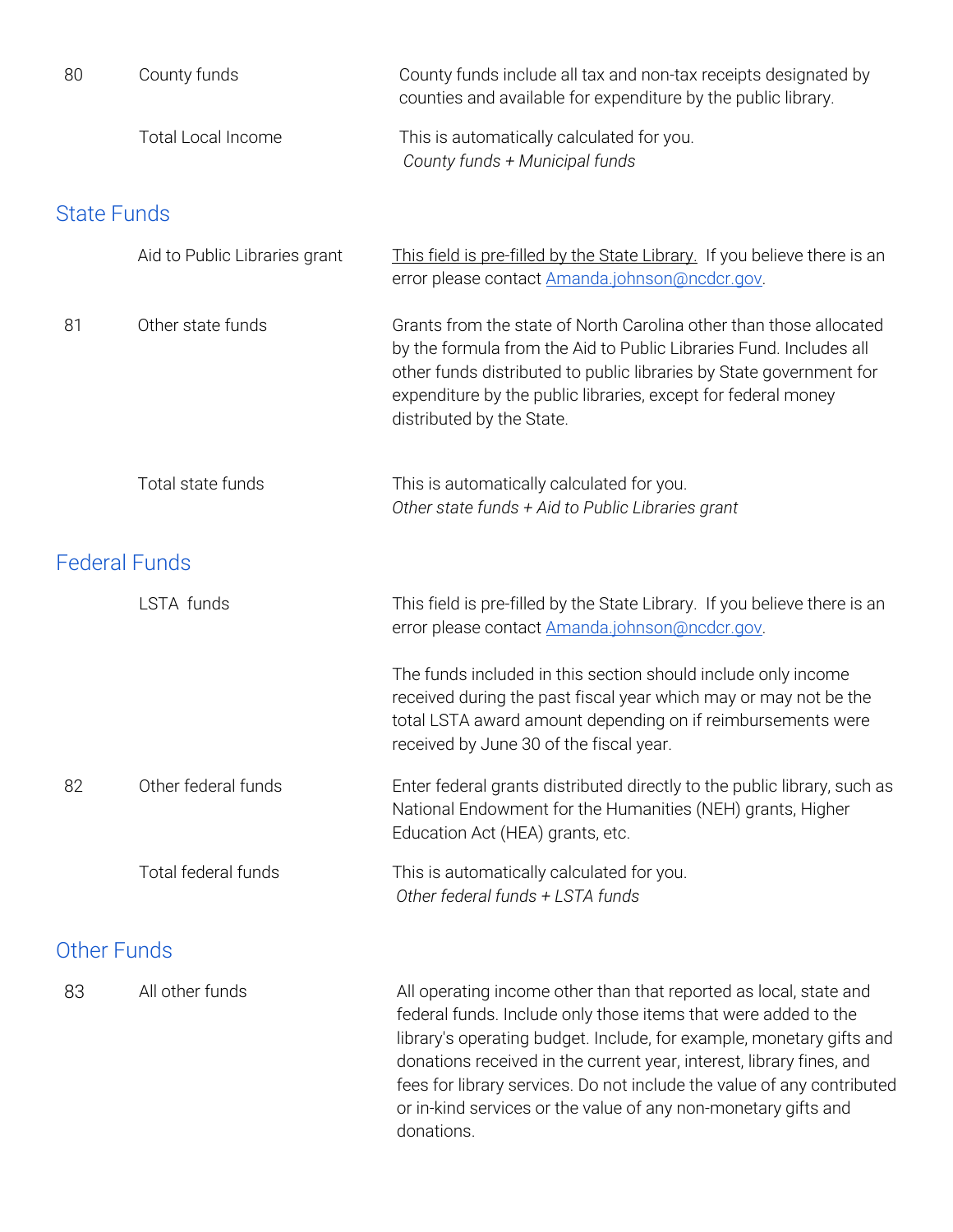| | | |
|---|---|---|
| 80 | County funds | County funds include all tax and non-tax receipts designated by counties and available for expenditure by the public library. |
| | Total Local Income | This is automatically calculated for you. *County funds + Municipal funds* |

## State Funds

| | | |
|---|---|---|
| | Aid to Public Libraries grant | This field is pre-filled by the State Library. If you believe there is an error please contact [Amanda.johnson@ncdcr.gov](mailto:Amanda.johnson@ncdcr.gov). |
| 81 | Other state funds | Grants from the state of North Carolina other than those allocated by the formula from the Aid to Public Libraries Fund. Includes all other funds distributed to public libraries by State government for expenditure by the public libraries, except for federal money distributed by the State. |
| | Total state funds | This is automatically calculated for you. *Other state funds + Aid to Public Libraries grant* |

## Federal Funds

| | | |
|---|---|---|
| | LSTA funds | This field is pre-filled by the State Library. If you believe there is an error please contact [Amanda.johnson@ncdcr.gov](mailto:Amanda.johnson@ncdcr.gov).<br><br>The funds included in this section should include only income received during the past fiscal year which may or may not be the total LSTA award amount depending on if reimbursements were received by June 30 of the fiscal year. |
| 82 | Other federal funds | Enter federal grants distributed directly to the public library, such as National Endowment for the Humanities (NEH) grants, Higher Education Act (HEA) grants, etc. |
| | Total federal funds | This is automatically calculated for you. *Other federal funds + LSTA funds* |

## Other Funds

| | | |
|---|---|---|
| 83 | All other funds | All operating income other than that reported as local, state and federal funds. Include only those items that were added to the library's operating budget. Include, for example, monetary gifts and donations received in the current year, interest, library fines, and fees for library services. Do not include the value of any contributed or in-kind services or the value of any non-monetary gifts and donations. |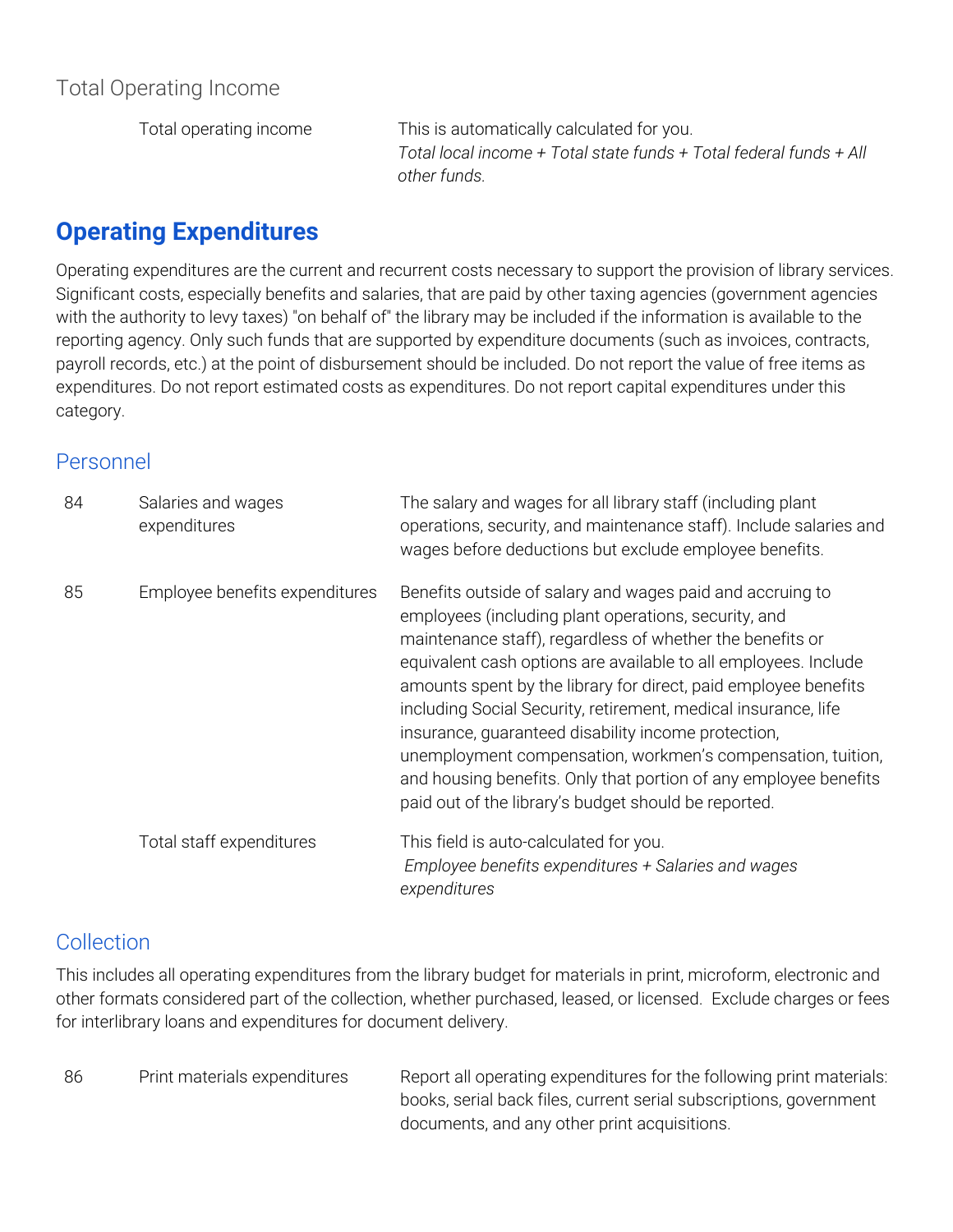### Total Operating Income

| | | |
|---|---|---|
| | Total operating income | This is automatically calculated for you. *Total local income + Total state funds + Total federal funds + All other funds.* |

## Operating Expenditures

Operating expenditures are the current and recurrent costs necessary to support the provision of library services. Significant costs, especially benefits and salaries, that are paid by other taxing agencies (government agencies with the authority to levy taxes) "on behalf of" the library may be included if the information is available to the reporting agency. Only such funds that are supported by expenditure documents (such as invoices, contracts, payroll records, etc.) at the point of disbursement should be included. Do not report the value of free items as expenditures. Do not report estimated costs as expenditures. Do not report capital expenditures under this category.

### Personnel

| | | |
|---|---|---|
| 84 | Salaries and wages expenditures | The salary and wages for all library staff (including plant operations, security, and maintenance staff). Include salaries and wages before deductions but exclude employee benefits. |
| 85 | Employee benefits expenditures | Benefits outside of salary and wages paid and accruing to employees (including plant operations, security, and maintenance staff), regardless of whether the benefits or equivalent cash options are available to all employees. Include amounts spent by the library for direct, paid employee benefits including Social Security, retirement, medical insurance, life insurance, guaranteed disability income protection, unemployment compensation, workmen's compensation, tuition, and housing benefits. Only that portion of any employee benefits paid out of the library's budget should be reported. |
| | Total staff expenditures | This field is auto-calculated for you. *Employee benefits expenditures + Salaries and wages expenditures* |

### Collection

This includes all operating expenditures from the library budget for materials in print, microform, electronic and other formats considered part of the collection, whether purchased, leased, or licensed. Exclude charges or fees for interlibrary loans and expenditures for document delivery.

| | | |
|---|---|---|
| 86 | Print materials expenditures | Report all operating expenditures for the following print materials: books, serial back files, current serial subscriptions, government documents, and any other print acquisitions. |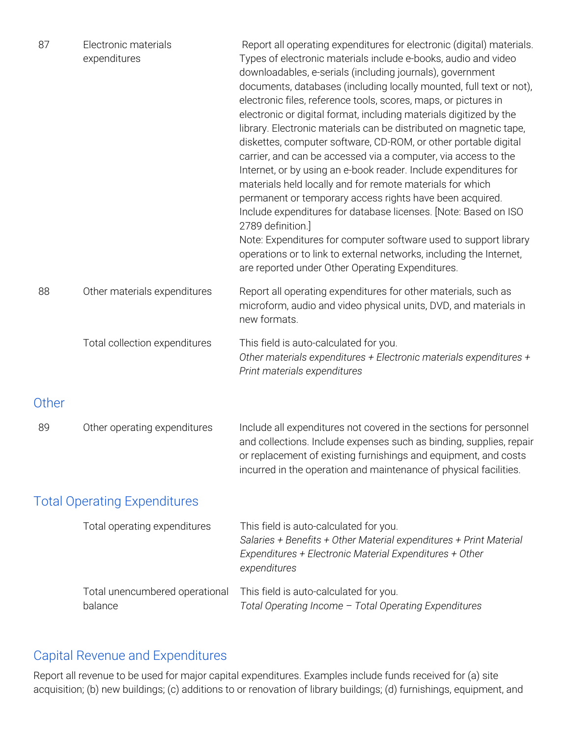| | | |
|---|---|---|
| 87 | Electronic materials expenditures | Report all operating expenditures for electronic (digital) materials. Types of electronic materials include e-books, audio and video downloadables, e-serials (including journals), government documents, databases (including locally mounted, full text or not), electronic files, reference tools, scores, maps, or pictures in electronic or digital format, including materials digitized by the library. Electronic materials can be distributed on magnetic tape, diskettes, computer software, CD-ROM, or other portable digital carrier, and can be accessed via a computer, via access to the Internet, or by using an e-book reader. Include expenditures for materials held locally and for remote materials for which permanent or temporary access rights have been acquired. Include expenditures for database licenses. [Note: Based on ISO 2789 definition.]<br>Note: Expenditures for computer software used to support library operations or to link to external networks, including the Internet, are reported under Other Operating Expenditures. |
| 88 | Other materials expenditures | Report all operating expenditures for other materials, such as microform, audio and video physical units, DVD, and materials in new formats. |
| | Total collection expenditures | This field is auto-calculated for you.<br>*Other materials expenditures + Electronic materials expenditures + Print materials expenditures* |

## Other

| | | |
|---|---|---|
| 89 | Other operating expenditures | Include all expenditures not covered in the sections for personnel and collections. Include expenses such as binding, supplies, repair or replacement of existing furnishings and equipment, and costs incurred in the operation and maintenance of physical facilities. |

## Total Operating Expenditures

| | | |
|---|---|---|
| | Total operating expenditures | This field is auto-calculated for you.<br>*Salaries + Benefits + Other Material expenditures + Print Material Expenditures + Electronic Material Expenditures + Other expenditures* |
| | Total unencumbered operational balance | This field is auto-calculated for you.<br>*Total Operating Income – Total Operating Expenditures* |

## Capital Revenue and Expenditures

Report all revenue to be used for major capital expenditures. Examples include funds received for (a) site acquisition; (b) new buildings; (c) additions to or renovation of library buildings; (d) furnishings, equipment, and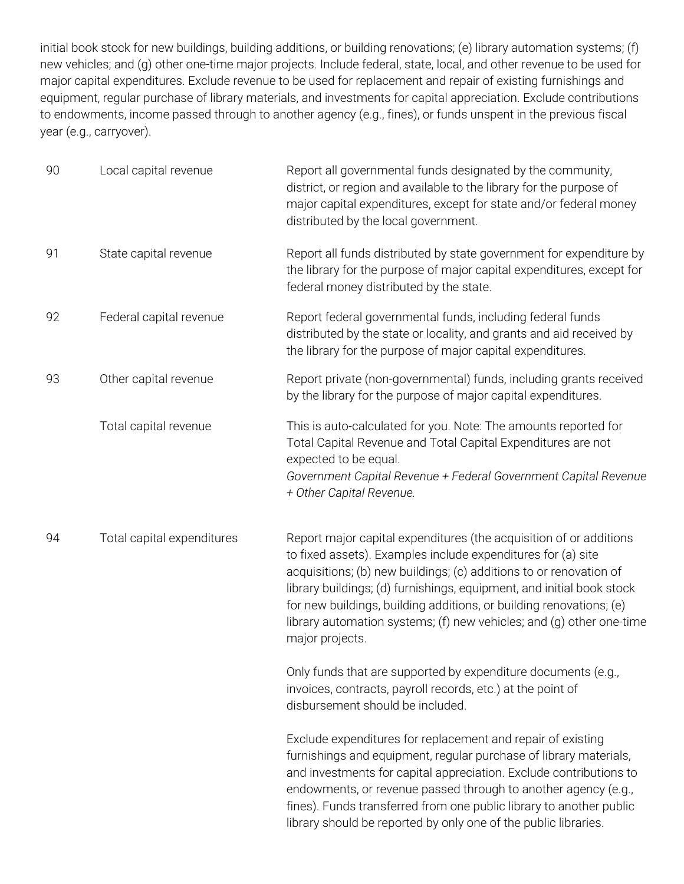initial book stock for new buildings, building additions, or building renovations; (e) library automation systems; (f) new vehicles; and (g) other one-time major projects. Include federal, state, local, and other revenue to be used for major capital expenditures. Exclude revenue to be used for replacement and repair of existing furnishings and equipment, regular purchase of library materials, and investments for capital appreciation. Exclude contributions to endowments, income passed through to another agency (e.g., fines), or funds unspent in the previous fiscal year (e.g., carryover).

| | | |
|---|---|---|
| 90 | Local capital revenue | Report all governmental funds designated by the community, district, or region and available to the library for the purpose of major capital expenditures, except for state and/or federal money distributed by the local government. |
| 91 | State capital revenue | Report all funds distributed by state government for expenditure by the library for the purpose of major capital expenditures, except for federal money distributed by the state. |
| 92 | Federal capital revenue | Report federal governmental funds, including federal funds distributed by the state or locality, and grants and aid received by the library for the purpose of major capital expenditures. |
| 93 | Other capital revenue | Report private (non-governmental) funds, including grants received by the library for the purpose of major capital expenditures. |
| | Total capital revenue | This is auto-calculated for you. Note: The amounts reported for Total Capital Revenue and Total Capital Expenditures are not expected to be equal.<br>*Government Capital Revenue + Federal Government Capital Revenue + Other Capital Revenue.* |
| 94 | Total capital expenditures | Report major capital expenditures (the acquisition of or additions to fixed assets). Examples include expenditures for (a) site acquisitions; (b) new buildings; (c) additions to or renovation of library buildings; (d) furnishings, equipment, and initial book stock for new buildings, building additions, or building renovations; (e) library automation systems; (f) new vehicles; and (g) other one-time major projects.<br><br>Only funds that are supported by expenditure documents (e.g., invoices, contracts, payroll records, etc.) at the point of disbursement should be included.<br><br>Exclude expenditures for replacement and repair of existing furnishings and equipment, regular purchase of library materials, and investments for capital appreciation. Exclude contributions to endowments, or revenue passed through to another agency (e.g., fines). Funds transferred from one public library to another public library should be reported by only one of the public libraries. |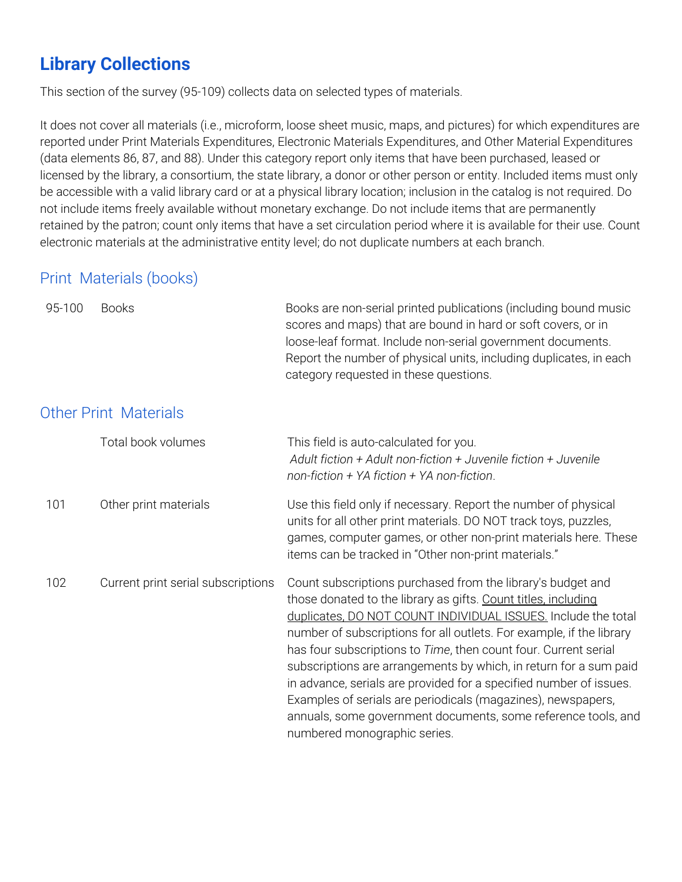# Library Collections

This section of the survey (95-109) collects data on selected types of materials.

It does not cover all materials (i.e., microform, loose sheet music, maps, and pictures) for which expenditures are reported under Print Materials Expenditures, Electronic Materials Expenditures, and Other Material Expenditures (data elements 86, 87, and 88). Under this category report only items that have been purchased, leased or licensed by the library, a consortium, the state library, a donor or other person or entity. Included items must only be accessible with a valid library card or at a physical library location; inclusion in the catalog is not required. Do not include items freely available without monetary exchange. Do not include items that are permanently retained by the patron; count only items that have a set circulation period where it is available for their use. Count electronic materials at the administrative entity level; do not duplicate numbers at each branch.

## Print Materials (books)

| | | |
|---|---|---|
| 95-100 | Books | Books are non-serial printed publications (including bound music scores and maps) that are bound in hard or soft covers, or in loose-leaf format. Include non-serial government documents. Report the number of physical units, including duplicates, in each category requested in these questions. |

## Other Print Materials

| | | |
|---|---|---|
| | Total book volumes | This field is auto-calculated for you. *Adult fiction + Adult non-fiction + Juvenile fiction + Juvenile non-fiction + YA fiction + YA non-fiction*. |
| 101 | Other print materials | Use this field only if necessary. Report the number of physical units for all other print materials. DO NOT track toys, puzzles, games, computer games, or other non-print materials here. These items can be tracked in "Other non-print materials." |
| 102 | Current print serial subscriptions | Count subscriptions purchased from the library's budget and those donated to the library as gifts. Count titles, including duplicates, DO NOT COUNT INDIVIDUAL ISSUES. Include the total number of subscriptions for all outlets. For example, if the library has four subscriptions to *Time*, then count four. Current serial subscriptions are arrangements by which, in return for a sum paid in advance, serials are provided for a specified number of issues. Examples of serials are periodicals (magazines), newspapers, annuals, some government documents, some reference tools, and numbered monographic series. |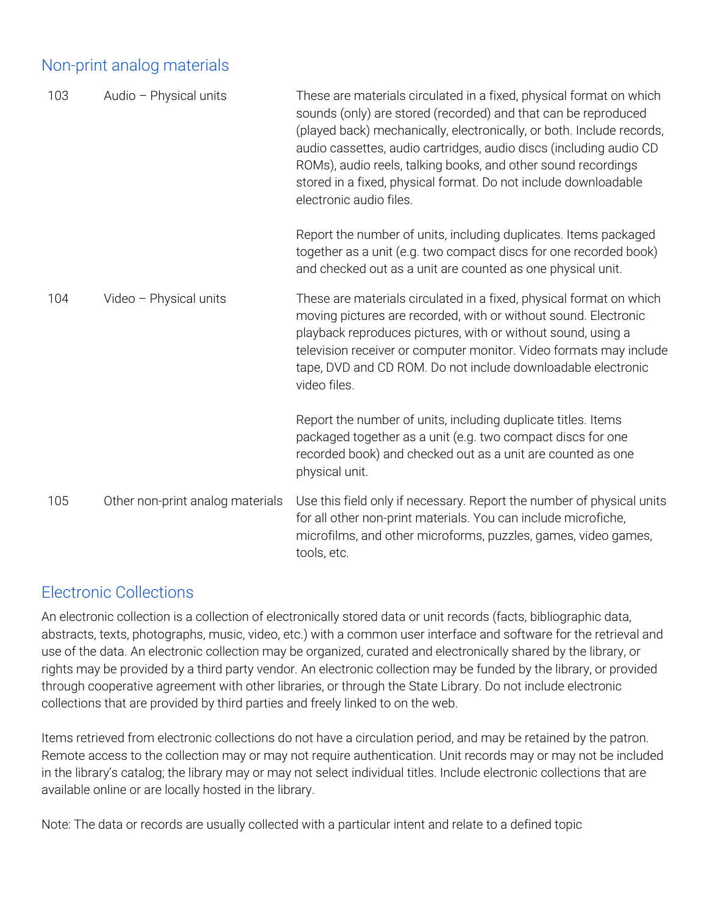## Non-print analog materials

| | | |
|---|---|---|
| 103 | Audio – Physical units | These are materials circulated in a fixed, physical format on which sounds (only) are stored (recorded) and that can be reproduced (played back) mechanically, electronically, or both. Include records, audio cassettes, audio cartridges, audio discs (including audio CD ROMs), audio reels, talking books, and other sound recordings stored in a fixed, physical format. Do not include downloadable electronic audio files.<br><br>Report the number of units, including duplicates. Items packaged together as a unit (e.g. two compact discs for one recorded book) and checked out as a unit are counted as one physical unit. |
| 104 | Video – Physical units | These are materials circulated in a fixed, physical format on which moving pictures are recorded, with or without sound. Electronic playback reproduces pictures, with or without sound, using a television receiver or computer monitor. Video formats may include tape, DVD and CD ROM. Do not include downloadable electronic video files.<br><br>Report the number of units, including duplicate titles. Items packaged together as a unit (e.g. two compact discs for one recorded book) and checked out as a unit are counted as one physical unit. |
| 105 | Other non-print analog materials | Use this field only if necessary. Report the number of physical units for all other non-print materials. You can include microfiche, microfilms, and other microforms, puzzles, games, video games, tools, etc. |

## Electronic Collections

An electronic collection is a collection of electronically stored data or unit records (facts, bibliographic data, abstracts, texts, photographs, music, video, etc.) with a common user interface and software for the retrieval and use of the data. An electronic collection may be organized, curated and electronically shared by the library, or rights may be provided by a third party vendor. An electronic collection may be funded by the library, or provided through cooperative agreement with other libraries, or through the State Library. Do not include electronic collections that are provided by third parties and freely linked to on the web.

Items retrieved from electronic collections do not have a circulation period, and may be retained by the patron. Remote access to the collection may or may not require authentication. Unit records may or may not be included in the library's catalog; the library may or may not select individual titles. Include electronic collections that are available online or are locally hosted in the library.

Note: The data or records are usually collected with a particular intent and relate to a defined topic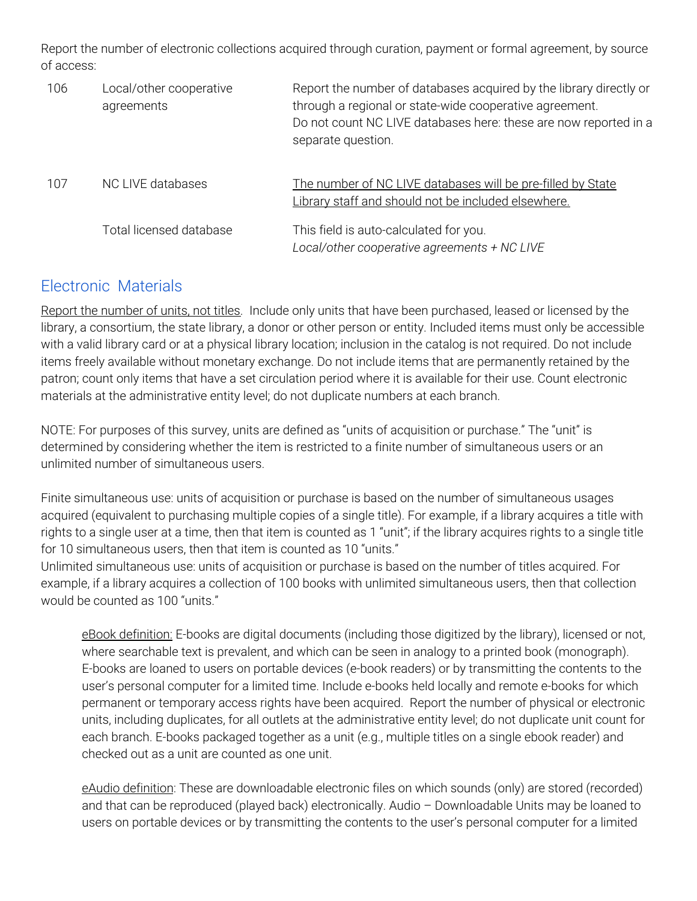Report the number of electronic collections acquired through curation, payment or formal agreement, by source of access:

| | | |
|---|---|---|
| 106 | Local/other cooperative agreements | Report the number of databases acquired by the library directly or through a regional or state-wide cooperative agreement. Do not count NC LIVE databases here: these are now reported in a separate question. |
| 107 | NC LIVE databases | The number of NC LIVE databases will be pre-filled by State Library staff and should not be included elsewhere. |
| | Total licensed database | This field is auto-calculated for you. *Local/other cooperative agreements + NC LIVE* |

## Electronic Materials

Report the number of units, not titles. Include only units that have been purchased, leased or licensed by the library, a consortium, the state library, a donor or other person or entity. Included items must only be accessible with a valid library card or at a physical library location; inclusion in the catalog is not required. Do not include items freely available without monetary exchange. Do not include items that are permanently retained by the patron; count only items that have a set circulation period where it is available for their use. Count electronic materials at the administrative entity level; do not duplicate numbers at each branch.

NOTE: For purposes of this survey, units are defined as "units of acquisition or purchase." The "unit" is determined by considering whether the item is restricted to a finite number of simultaneous users or an unlimited number of simultaneous users.

Finite simultaneous use: units of acquisition or purchase is based on the number of simultaneous usages acquired (equivalent to purchasing multiple copies of a single title). For example, if a library acquires a title with rights to a single user at a time, then that item is counted as 1 "unit"; if the library acquires rights to a single title for 10 simultaneous users, then that item is counted as 10 "units."
Unlimited simultaneous use: units of acquisition or purchase is based on the number of titles acquired. For example, if a library acquires a collection of 100 books with unlimited simultaneous users, then that collection would be counted as 100 "units."

> eBook definition: E-books are digital documents (including those digitized by the library), licensed or not, where searchable text is prevalent, and which can be seen in analogy to a printed book (monograph). E-books are loaned to users on portable devices (e-book readers) or by transmitting the contents to the user's personal computer for a limited time. Include e-books held locally and remote e-books for which permanent or temporary access rights have been acquired. Report the number of physical or electronic units, including duplicates, for all outlets at the administrative entity level; do not duplicate unit count for each branch. E-books packaged together as a unit (e.g., multiple titles on a single ebook reader) and checked out as a unit are counted as one unit.
>
> eAudio definition: These are downloadable electronic files on which sounds (only) are stored (recorded) and that can be reproduced (played back) electronically. Audio – Downloadable Units may be loaned to users on portable devices or by transmitting the contents to the user's personal computer for a limited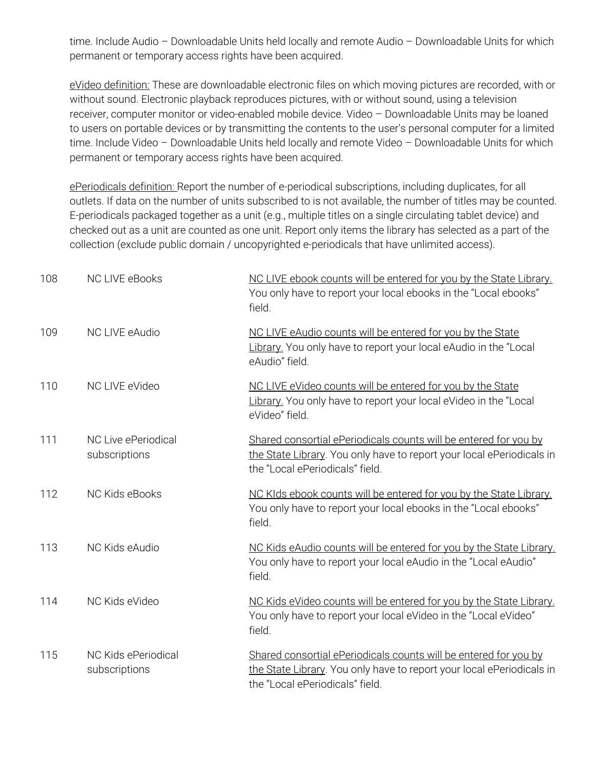time. Include Audio – Downloadable Units held locally and remote Audio – Downloadable Units for which permanent or temporary access rights have been acquired.

eVideo definition: These are downloadable electronic files on which moving pictures are recorded, with or without sound. Electronic playback reproduces pictures, with or without sound, using a television receiver, computer monitor or video-enabled mobile device. Video – Downloadable Units may be loaned to users on portable devices or by transmitting the contents to the user's personal computer for a limited time. Include Video – Downloadable Units held locally and remote Video – Downloadable Units for which permanent or temporary access rights have been acquired.

ePeriodicals definition: Report the number of e-periodical subscriptions, including duplicates, for all outlets. If data on the number of units subscribed to is not available, the number of titles may be counted. E-periodicals packaged together as a unit (e.g., multiple titles on a single circulating tablet device) and checked out as a unit are counted as one unit. Report only items the library has selected as a part of the collection (exclude public domain / uncopyrighted e-periodicals that have unlimited access).

| | | |
|---|---|---|
| 108 | NC LIVE eBooks | NC LIVE ebook counts will be entered for you by the State Library. You only have to report your local ebooks in the "Local ebooks" field. |
| 109 | NC LIVE eAudio | NC LIVE eAudio counts will be entered for you by the State Library. You only have to report your local eAudio in the "Local eAudio" field. |
| 110 | NC LIVE eVideo | NC LIVE eVideo counts will be entered for you by the State Library. You only have to report your local eVideo in the "Local eVideo" field. |
| 111 | NC Live ePeriodical subscriptions | Shared consortial ePeriodicals counts will be entered for you by the State Library. You only have to report your local ePeriodicals in the "Local ePeriodicals" field. |
| 112 | NC Kids eBooks | NC KIds ebook counts will be entered for you by the State Library. You only have to report your local ebooks in the "Local ebooks" field. |
| 113 | NC Kids eAudio | NC Kids eAudio counts will be entered for you by the State Library. You only have to report your local eAudio in the "Local eAudio" field. |
| 114 | NC Kids eVideo | NC Kids eVideo counts will be entered for you by the State Library. You only have to report your local eVideo in the "Local eVideo" field. |
| 115 | NC Kids ePeriodical subscriptions | Shared consortial ePeriodicals counts will be entered for you by the State Library. You only have to report your local ePeriodicals in the "Local ePeriodicals" field. |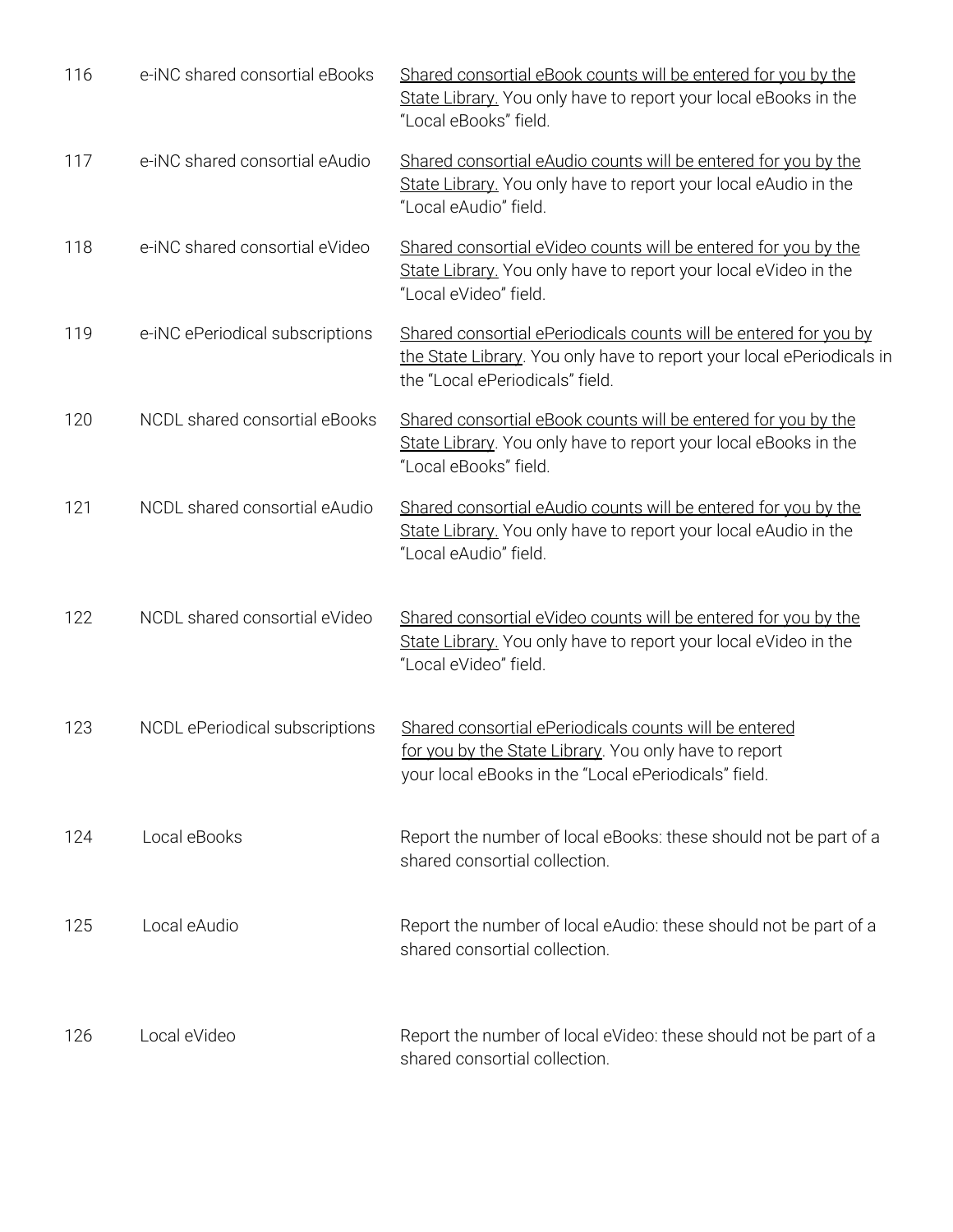| | | |
|---|---|---|
| 116 | e-iNC shared consortial eBooks | Shared consortial eBook counts will be entered for you by the State Library. You only have to report your local eBooks in the "Local eBooks" field. |
| 117 | e-iNC shared consortial eAudio | Shared consortial eAudio counts will be entered for you by the State Library. You only have to report your local eAudio in the "Local eAudio" field. |
| 118 | e-iNC shared consortial eVideo | Shared consortial eVideo counts will be entered for you by the State Library. You only have to report your local eVideo in the "Local eVideo" field. |
| 119 | e-iNC ePeriodical subscriptions | Shared consortial ePeriodicals counts will be entered for you by the State Library. You only have to report your local ePeriodicals in the "Local ePeriodicals" field. |
| 120 | NCDL shared consortial eBooks | Shared consortial eBook counts will be entered for you by the State Library. You only have to report your local eBooks in the "Local eBooks" field. |
| 121 | NCDL shared consortial eAudio | Shared consortial eAudio counts will be entered for you by the State Library. You only have to report your local eAudio in the "Local eAudio" field. |
| 122 | NCDL shared consortial eVideo | Shared consortial eVideo counts will be entered for you by the State Library. You only have to report your local eVideo in the "Local eVideo" field. |
| 123 | NCDL ePeriodical subscriptions | Shared consortial ePeriodicals counts will be entered for you by the State Library. You only have to report your local eBooks in the "Local ePeriodicals" field. |
| 124 | Local eBooks | Report the number of local eBooks: these should not be part of a shared consortial collection. |
| 125 | Local eAudio | Report the number of local eAudio: these should not be part of a shared consortial collection. |
| 126 | Local eVideo | Report the number of local eVideo: these should not be part of a shared consortial collection. |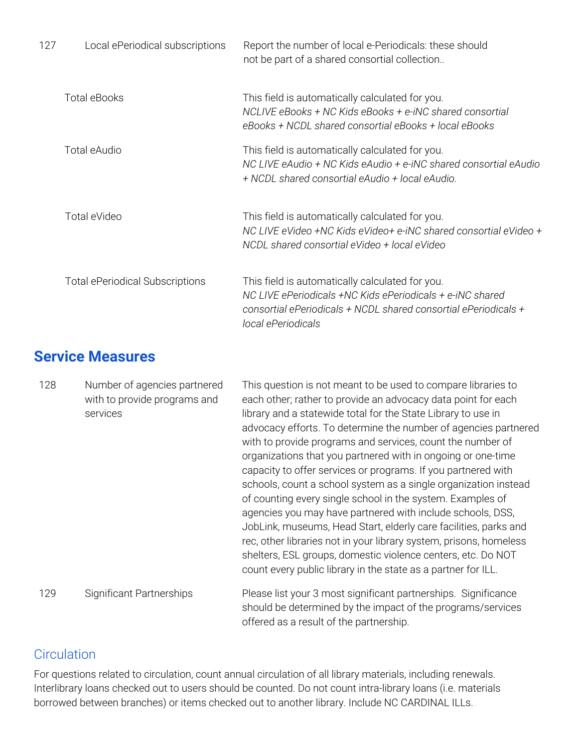| | | |
|---|---|---|
| 127 | Local ePeriodical subscriptions | Report the number of local e-Periodicals: these should not be part of a shared consortial collection.. |
| | Total eBooks | This field is automatically calculated for you. *NCLIVE eBooks + NC Kids eBooks + e-iNC shared consortial eBooks + NCDL shared consortial eBooks + local eBooks* |
| | Total eAudio | This field is automatically calculated for you. *NC LIVE eAudio + NC Kids eAudio + e-iNC shared consortial eAudio + NCDL shared consortial eAudio + local eAudio.* |
| | Total eVideo | This field is automatically calculated for you. *NC LIVE eVideo +NC Kids eVideo+ e-iNC shared consortial eVideo + NCDL shared consortial eVideo + local eVideo* |
| | Total ePeriodical Subscriptions | This field is automatically calculated for you. *NC LIVE ePeriodicals +NC Kids ePeriodicals + e-iNC shared consortial ePeriodicals + NCDL shared consortial ePeriodicals + local ePeriodicals* |

## Service Measures

| | | |
|---|---|---|
| 128 | Number of agencies partnered with to provide programs and services | This question is not meant to be used to compare libraries to each other; rather to provide an advocacy data point for each library and a statewide total for the State Library to use in advocacy efforts. To determine the number of agencies partnered with to provide programs and services, count the number of organizations that you partnered with in ongoing or one-time capacity to offer services or programs. If you partnered with schools, count a school system as a single organization instead of counting every single school in the system. Examples of agencies you may have partnered with include schools, DSS, JobLink, museums, Head Start, elderly care facilities, parks and rec, other libraries not in your library system, prisons, homeless shelters, ESL groups, domestic violence centers, etc. Do NOT count every public library in the state as a partner for ILL. |
| 129 | Significant Partnerships | Please list your 3 most significant partnerships. Significance should be determined by the impact of the programs/services offered as a result of the partnership. |

### Circulation

For questions related to circulation, count annual circulation of all library materials, including renewals. Interlibrary loans checked out to users should be counted. Do not count intra-library loans (i.e. materials borrowed between branches) or items checked out to another library. Include NC CARDINAL ILLs.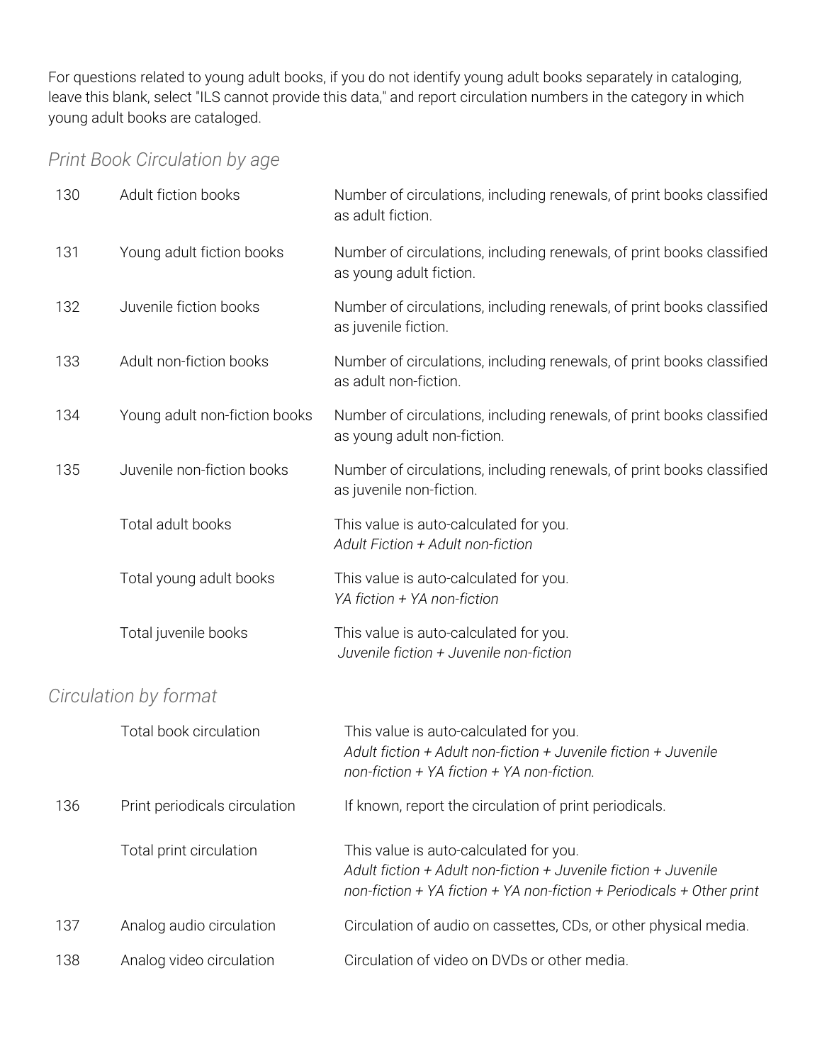For questions related to young adult books, if you do not identify young adult books separately in cataloging, leave this blank, select "ILS cannot provide this data," and report circulation numbers in the category in which young adult books are cataloged.

### *Print Book Circulation by age*

| | | |
|---|---|---|
| 130 | Adult fiction books | Number of circulations, including renewals, of print books classified as adult fiction. |
| 131 | Young adult fiction books | Number of circulations, including renewals, of print books classified as young adult fiction. |
| 132 | Juvenile fiction books | Number of circulations, including renewals, of print books classified as juvenile fiction. |
| 133 | Adult non-fiction books | Number of circulations, including renewals, of print books classified as adult non-fiction. |
| 134 | Young adult non-fiction books | Number of circulations, including renewals, of print books classified as young adult non-fiction. |
| 135 | Juvenile non-fiction books | Number of circulations, including renewals, of print books classified as juvenile non-fiction. |
| | Total adult books | This value is auto-calculated for you. *Adult Fiction + Adult non-fiction* |
| | Total young adult books | This value is auto-calculated for you. *YA fiction + YA non-fiction* |
| | Total juvenile books | This value is auto-calculated for you. *Juvenile fiction + Juvenile non-fiction* |

### *Circulation by format*

| | | |
|---|---|---|
| | Total book circulation | This value is auto-calculated for you. *Adult fiction + Adult non-fiction + Juvenile fiction + Juvenile non-fiction + YA fiction + YA non-fiction.* |
| 136 | Print periodicals circulation | If known, report the circulation of print periodicals. |
| | Total print circulation | This value is auto-calculated for you. *Adult fiction + Adult non-fiction + Juvenile fiction + Juvenile non-fiction + YA fiction + YA non-fiction + Periodicals + Other print* |
| 137 | Analog audio circulation | Circulation of audio on cassettes, CDs, or other physical media. |
| 138 | Analog video circulation | Circulation of video on DVDs or other media. |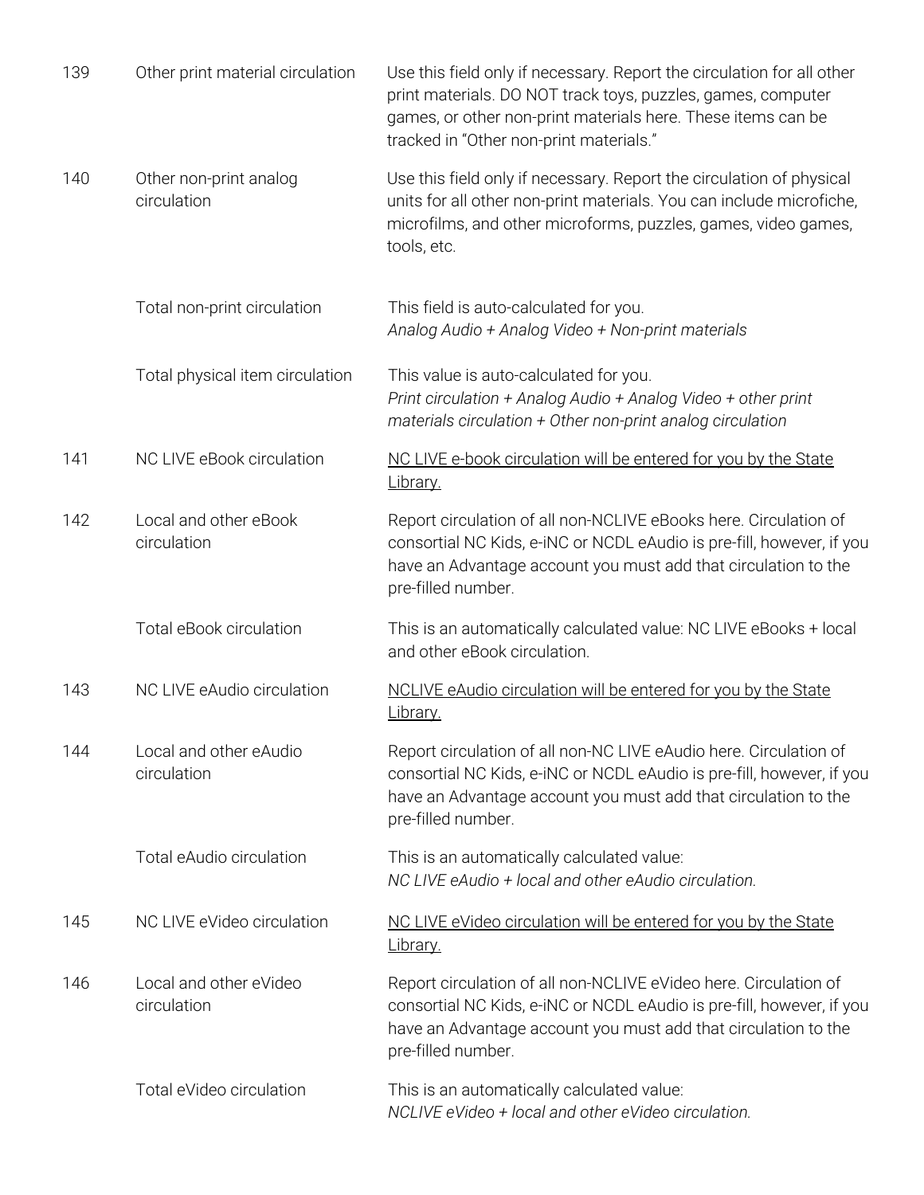| | | |
|---|---|---|
| 139 | Other print material circulation | Use this field only if necessary. Report the circulation for all other print materials. DO NOT track toys, puzzles, games, computer games, or other non-print materials here. These items can be tracked in "Other non-print materials." |
| 140 | Other non-print analog circulation | Use this field only if necessary. Report the circulation of physical units for all other non-print materials. You can include microfiche, microfilms, and other microforms, puzzles, games, video games, tools, etc. |
| | Total non-print circulation | This field is auto-calculated for you. *Analog Audio + Analog Video + Non-print materials* |
| | Total physical item circulation | This value is auto-calculated for you. *Print circulation + Analog Audio + Analog Video + other print materials circulation + Other non-print analog circulation* |
| 141 | NC LIVE eBook circulation | NC LIVE e-book circulation will be entered for you by the State Library. |
| 142 | Local and other eBook circulation | Report circulation of all non-NCLIVE eBooks here. Circulation of consortial NC Kids, e-iNC or NCDL eAudio is pre-fill, however, if you have an Advantage account you must add that circulation to the pre-filled number. |
| | Total eBook circulation | This is an automatically calculated value: NC LIVE eBooks + local and other eBook circulation. |
| 143 | NC LIVE eAudio circulation | NCLIVE eAudio circulation will be entered for you by the State Library. |
| 144 | Local and other eAudio circulation | Report circulation of all non-NC LIVE eAudio here. Circulation of consortial NC Kids, e-iNC or NCDL eAudio is pre-fill, however, if you have an Advantage account you must add that circulation to the pre-filled number. |
| | Total eAudio circulation | This is an automatically calculated value: *NC LIVE eAudio + local and other eAudio circulation.* |
| 145 | NC LIVE eVideo circulation | NC LIVE eVideo circulation will be entered for you by the State Library. |
| 146 | Local and other eVideo circulation | Report circulation of all non-NCLIVE eVideo here. Circulation of consortial NC Kids, e-iNC or NCDL eAudio is pre-fill, however, if you have an Advantage account you must add that circulation to the pre-filled number. |
| | Total eVideo circulation | This is an automatically calculated value: *NCLIVE eVideo + local and other eVideo circulation.* |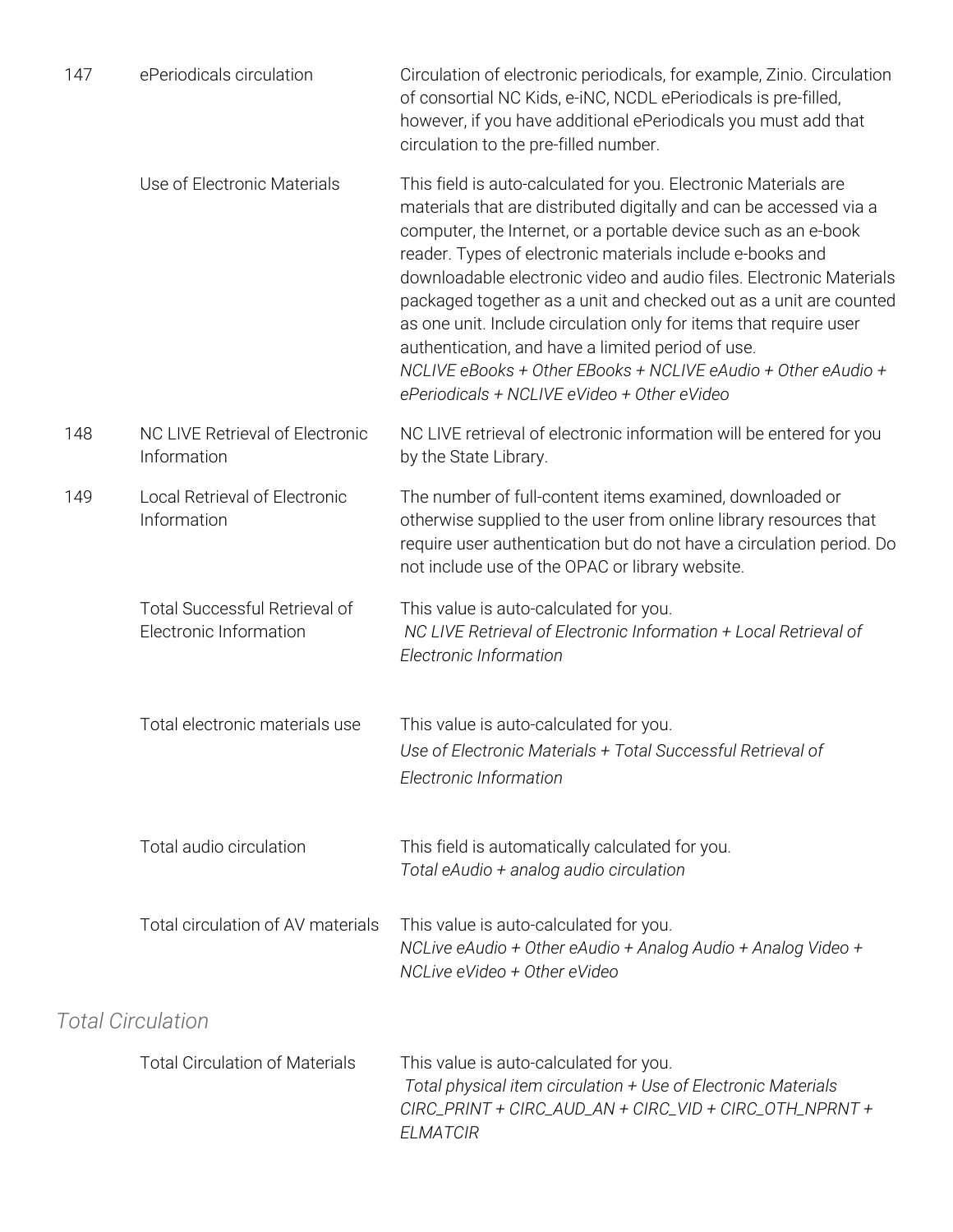| | | |
|---|---|---|
| 147 | ePeriodicals circulation | Circulation of electronic periodicals, for example, Zinio. Circulation of consortial NC Kids, e-iNC, NCDL ePeriodicals is pre-filled, however, if you have additional ePeriodicals you must add that circulation to the pre-filled number. |
| | Use of Electronic Materials | This field is auto-calculated for you. Electronic Materials are materials that are distributed digitally and can be accessed via a computer, the Internet, or a portable device such as an e-book reader. Types of electronic materials include e-books and downloadable electronic video and audio files. Electronic Materials packaged together as a unit and checked out as a unit are counted as one unit. Include circulation only for items that require user authentication, and have a limited period of use. *NCLIVE eBooks + Other EBooks + NCLIVE eAudio + Other eAudio + ePeriodicals + NCLIVE eVideo + Other eVideo* |
| 148 | NC LIVE Retrieval of Electronic Information | NC LIVE retrieval of electronic information will be entered for you by the State Library. |
| 149 | Local Retrieval of Electronic Information | The number of full-content items examined, downloaded or otherwise supplied to the user from online library resources that require user authentication but do not have a circulation period. Do not include use of the OPAC or library website. |
| | Total Successful Retrieval of Electronic Information | This value is auto-calculated for you. *NC LIVE Retrieval of Electronic Information + Local Retrieval of Electronic Information* |
| | Total electronic materials use | This value is auto-calculated for you. *Use of Electronic Materials + Total Successful Retrieval of Electronic Information* |
| | Total audio circulation | This field is automatically calculated for you. *Total eAudio + analog audio circulation* |
| | Total circulation of AV materials | This value is auto-calculated for you. *NCLive eAudio + Other eAudio + Analog Audio + Analog Video + NCLive eVideo + Other eVideo* |

## *Total Circulation*

| | | |
|---|---|---|
| | Total Circulation of Materials | This value is auto-calculated for you. *Total physical item circulation + Use of Electronic Materials CIRC_PRINT + CIRC_AUD_AN + CIRC_VID + CIRC_OTH_NPRNT + ELMATCIR* |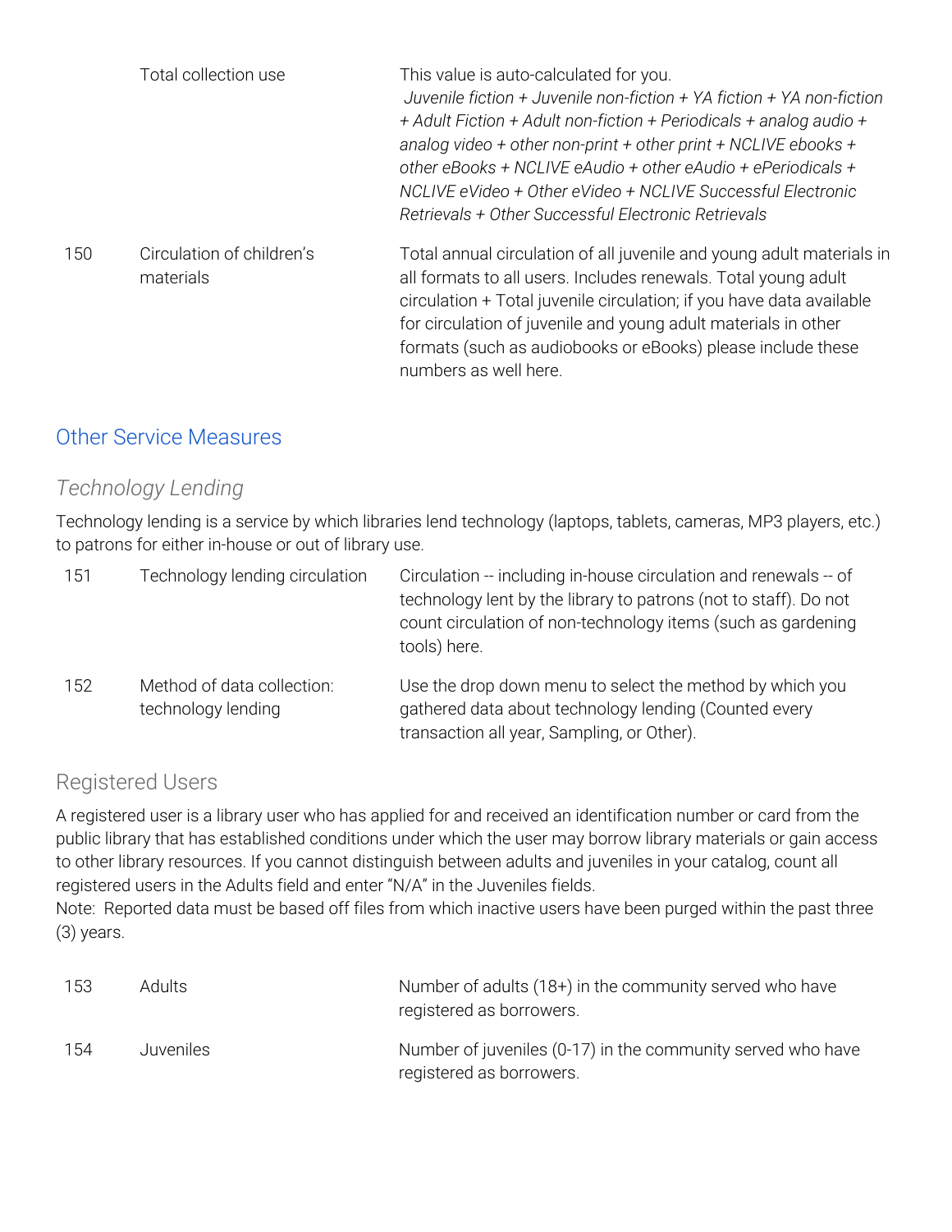| | | |
|---|---|---|
| | Total collection use | This value is auto-calculated for you. *Juvenile fiction + Juvenile non-fiction + YA fiction + YA non-fiction + Adult Fiction + Adult non-fiction + Periodicals + analog audio + analog video + other non-print + other print + NCLIVE ebooks + other eBooks + NCLIVE eAudio + other eAudio + ePeriodicals + NCLIVE eVideo + Other eVideo + NCLIVE Successful Electronic Retrievals + Other Successful Electronic Retrievals* |
| 150 | Circulation of children's materials | Total annual circulation of all juvenile and young adult materials in all formats to all users. Includes renewals. Total young adult circulation + Total juvenile circulation; if you have data available for circulation of juvenile and young adult materials in other formats (such as audiobooks or eBooks) please include these numbers as well here. |

## Other Service Measures

### *Technology Lending*

Technology lending is a service by which libraries lend technology (laptops, tablets, cameras, MP3 players, etc.) to patrons for either in-house or out of library use.

| | | |
|---|---|---|
| 151 | Technology lending circulation | Circulation -- including in-house circulation and renewals -- of technology lent by the library to patrons (not to staff). Do not count circulation of non-technology items (such as gardening tools) here. |
| 152 | Method of data collection: technology lending | Use the drop down menu to select the method by which you gathered data about technology lending (Counted every transaction all year, Sampling, or Other). |

### Registered Users

A registered user is a library user who has applied for and received an identification number or card from the public library that has established conditions under which the user may borrow library materials or gain access to other library resources. If you cannot distinguish between adults and juveniles in your catalog, count all registered users in the Adults field and enter "N/A" in the Juveniles fields.
Note: Reported data must be based off files from which inactive users have been purged within the past three (3) years.

| | | |
|---|---|---|
| 153 | Adults | Number of adults (18+) in the community served who have registered as borrowers. |
| 154 | Juveniles | Number of juveniles (0-17) in the community served who have registered as borrowers. |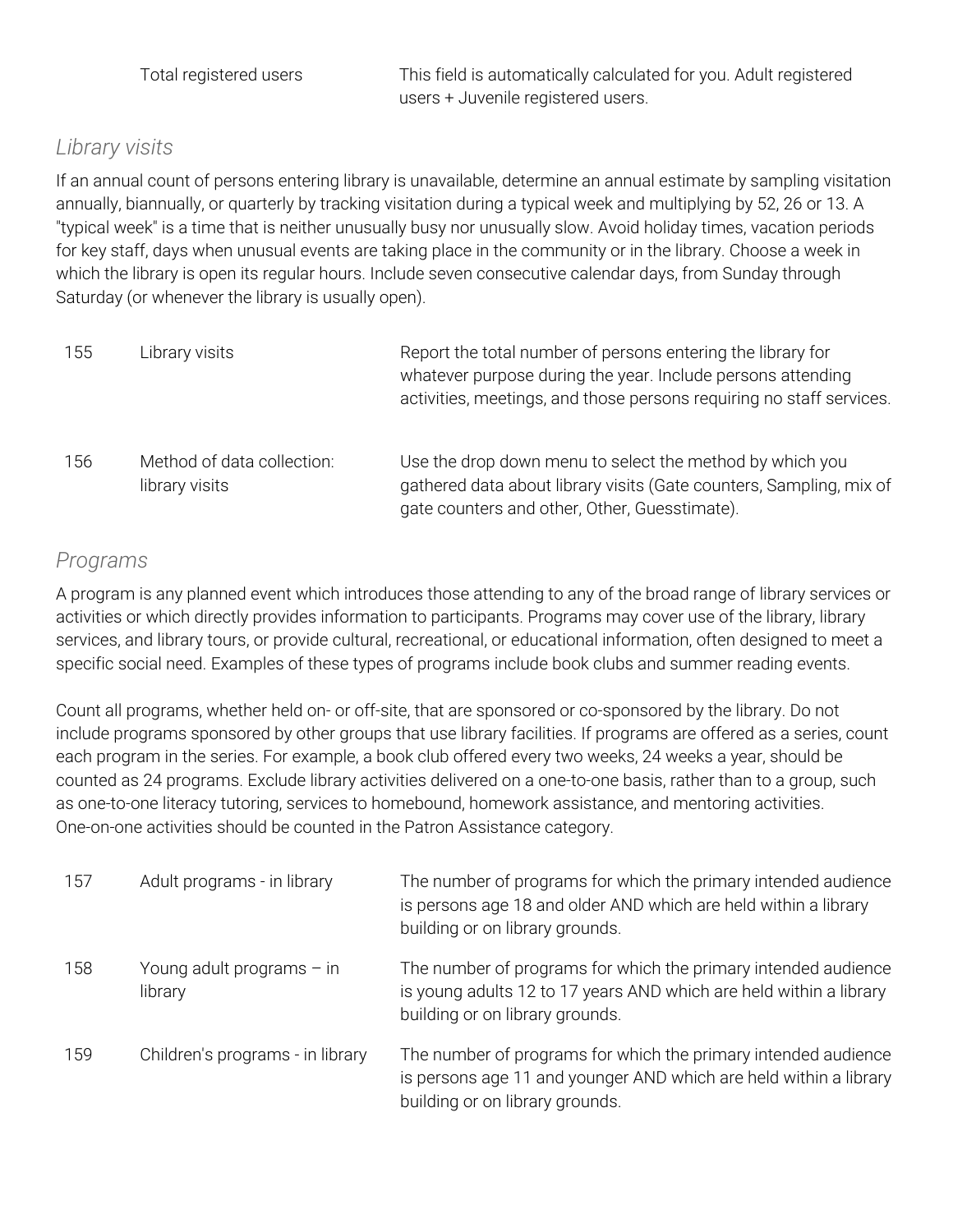| | Total registered users | This field is automatically calculated for you. Adult registered users + Juvenile registered users. |
|---|---|---|

### *Library visits*

If an annual count of persons entering library is unavailable, determine an annual estimate by sampling visitation annually, biannually, or quarterly by tracking visitation during a typical week and multiplying by 52, 26 or 13. A "typical week" is a time that is neither unusually busy nor unusually slow. Avoid holiday times, vacation periods for key staff, days when unusual events are taking place in the community or in the library. Choose a week in which the library is open its regular hours. Include seven consecutive calendar days, from Sunday through Saturday (or whenever the library is usually open).

| | | |
|---|---|---|
| 155 | Library visits | Report the total number of persons entering the library for whatever purpose during the year. Include persons attending activities, meetings, and those persons requiring no staff services. |
| 156 | Method of data collection: library visits | Use the drop down menu to select the method by which you gathered data about library visits (Gate counters, Sampling, mix of gate counters and other, Other, Guesstimate). |

### *Programs*

A program is any planned event which introduces those attending to any of the broad range of library services or activities or which directly provides information to participants. Programs may cover use of the library, library services, and library tours, or provide cultural, recreational, or educational information, often designed to meet a specific social need. Examples of these types of programs include book clubs and summer reading events.

Count all programs, whether held on- or off-site, that are sponsored or co-sponsored by the library. Do not include programs sponsored by other groups that use library facilities. If programs are offered as a series, count each program in the series. For example, a book club offered every two weeks, 24 weeks a year, should be counted as 24 programs. Exclude library activities delivered on a one-to-one basis, rather than to a group, such as one-to-one literacy tutoring, services to homebound, homework assistance, and mentoring activities. One-on-one activities should be counted in the Patron Assistance category.

| | | |
|---|---|---|
| 157 | Adult programs - in library | The number of programs for which the primary intended audience is persons age 18 and older AND which are held within a library building or on library grounds. |
| 158 | Young adult programs – in library | The number of programs for which the primary intended audience is young adults 12 to 17 years AND which are held within a library building or on library grounds. |
| 159 | Children's programs - in library | The number of programs for which the primary intended audience is persons age 11 and younger AND which are held within a library building or on library grounds. |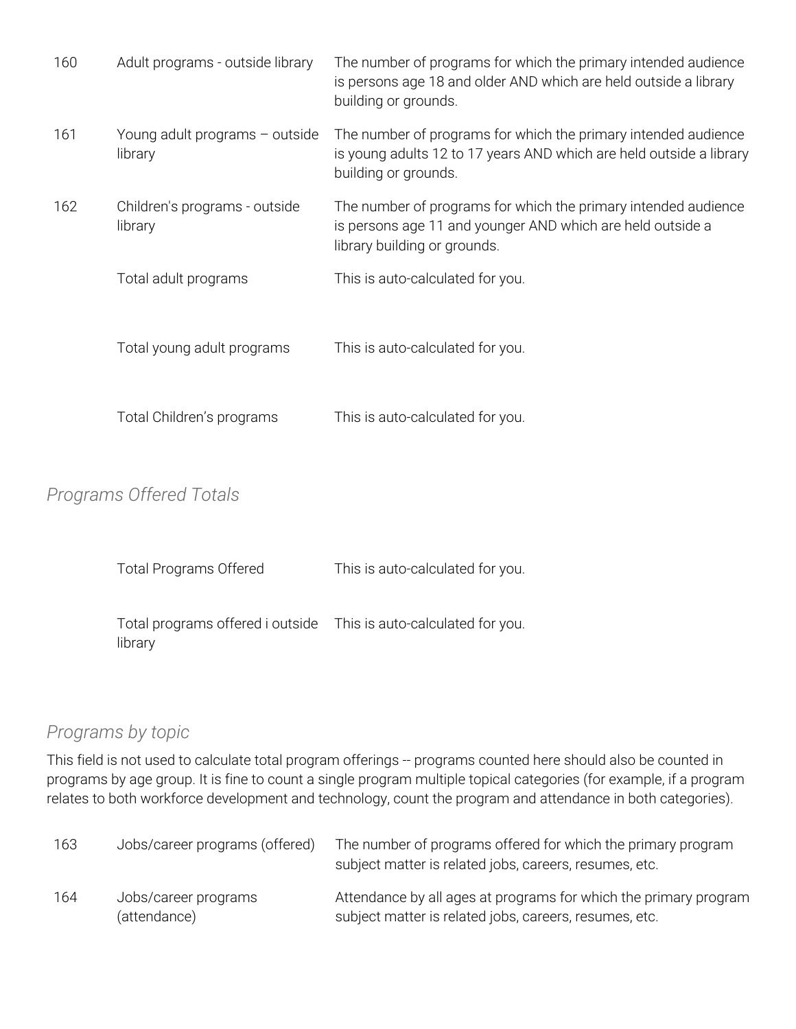| | | |
|---|---|---|
| 160 | Adult programs - outside library | The number of programs for which the primary intended audience is persons age 18 and older AND which are held outside a library building or grounds. |
| 161 | Young adult programs – outside library | The number of programs for which the primary intended audience is young adults 12 to 17 years AND which are held outside a library building or grounds. |
| 162 | Children's programs - outside library | The number of programs for which the primary intended audience is persons age 11 and younger AND which are held outside a library building or grounds. |
| | Total adult programs | This is auto-calculated for you. |
| | Total young adult programs | This is auto-calculated for you. |
| | Total Children's programs | This is auto-calculated for you. |

### *Programs Offered Totals*

| | | |
|---|---|---|
| | Total Programs Offered | This is auto-calculated for you. |
| | Total programs offered i outside library | This is auto-calculated for you. |

### *Programs by topic*

This field is not used to calculate total program offerings -- programs counted here should also be counted in programs by age group. It is fine to count a single program multiple topical categories (for example, if a program relates to both workforce development and technology, count the program and attendance in both categories).

| | | |
|---|---|---|
| 163 | Jobs/career programs (offered) | The number of programs offered for which the primary program subject matter is related jobs, careers, resumes, etc. |
| 164 | Jobs/career programs (attendance) | Attendance by all ages at programs for which the primary program subject matter is related jobs, careers, resumes, etc. |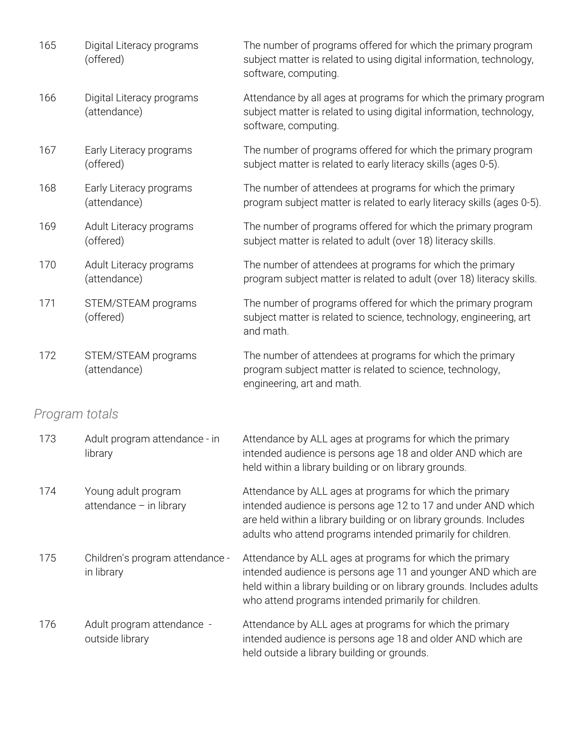| | | |
|---|---|---|
| 165 | Digital Literacy programs (offered) | The number of programs offered for which the primary program subject matter is related to using digital information, technology, software, computing. |
| 166 | Digital Literacy programs (attendance) | Attendance by all ages at programs for which the primary program subject matter is related to using digital information, technology, software, computing. |
| 167 | Early Literacy programs (offered) | The number of programs offered for which the primary program subject matter is related to early literacy skills (ages 0-5). |
| 168 | Early Literacy programs (attendance) | The number of attendees at programs for which the primary program subject matter is related to early literacy skills (ages 0-5). |
| 169 | Adult Literacy programs (offered) | The number of programs offered for which the primary program subject matter is related to adult (over 18) literacy skills. |
| 170 | Adult Literacy programs (attendance) | The number of attendees at programs for which the primary program subject matter is related to adult (over 18) literacy skills. |
| 171 | STEM/STEAM programs (offered) | The number of programs offered for which the primary program subject matter is related to science, technology, engineering, art and math. |
| 172 | STEM/STEAM programs (attendance) | The number of attendees at programs for which the primary program subject matter is related to science, technology, engineering, art and math. |

*Program totals*

| | | |
|---|---|---|
| 173 | Adult program attendance - in library | Attendance by ALL ages at programs for which the primary intended audience is persons age 18 and older AND which are held within a library building or on library grounds. |
| 174 | Young adult program attendance – in library | Attendance by ALL ages at programs for which the primary intended audience is persons age 12 to 17 and under AND which are held within a library building or on library grounds. Includes adults who attend programs intended primarily for children. |
| 175 | Children's program attendance - in library | Attendance by ALL ages at programs for which the primary intended audience is persons age 11 and younger AND which are held within a library building or on library grounds. Includes adults who attend programs intended primarily for children. |
| 176 | Adult program attendance - outside library | Attendance by ALL ages at programs for which the primary intended audience is persons age 18 and older AND which are held outside a library building or grounds. |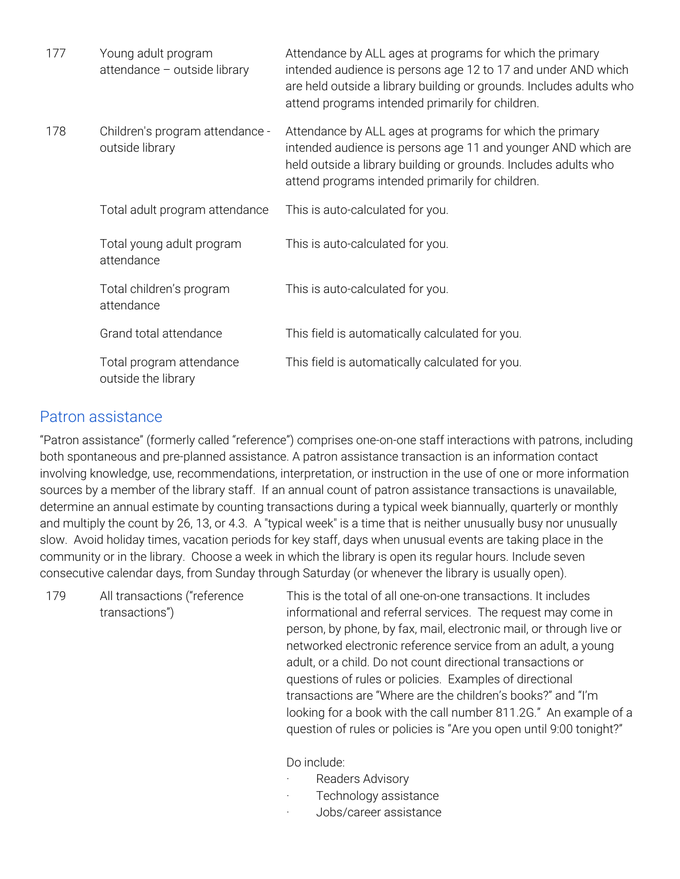| | | |
|---|---|---|
| 177 | Young adult program attendance – outside library | Attendance by ALL ages at programs for which the primary intended audience is persons age 12 to 17 and under AND which are held outside a library building or grounds. Includes adults who attend programs intended primarily for children. |
| 178 | Children's program attendance - outside library | Attendance by ALL ages at programs for which the primary intended audience is persons age 11 and younger AND which are held outside a library building or grounds. Includes adults who attend programs intended primarily for children. |
| | Total adult program attendance | This is auto-calculated for you. |
| | Total young adult program attendance | This is auto-calculated for you. |
| | Total children's program attendance | This is auto-calculated for you. |
| | Grand total attendance | This field is automatically calculated for you. |
| | Total program attendance outside the library | This field is automatically calculated for you. |

## Patron assistance

"Patron assistance" (formerly called "reference") comprises one-on-one staff interactions with patrons, including both spontaneous and pre-planned assistance. A patron assistance transaction is an information contact involving knowledge, use, recommendations, interpretation, or instruction in the use of one or more information sources by a member of the library staff. If an annual count of patron assistance transactions is unavailable, determine an annual estimate by counting transactions during a typical week biannually, quarterly or monthly and multiply the count by 26, 13, or 4.3. A "typical week" is a time that is neither unusually busy nor unusually slow. Avoid holiday times, vacation periods for key staff, days when unusual events are taking place in the community or in the library. Choose a week in which the library is open its regular hours. Include seven consecutive calendar days, from Sunday through Saturday (or whenever the library is usually open).

| | | |
|---|---|---|
| 179 | All transactions ("reference transactions") | This is the total of all one-on-one transactions. It includes informational and referral services. The request may come in person, by phone, by fax, mail, electronic mail, or through live or networked electronic reference service from an adult, a young adult, or a child. Do not count directional transactions or questions of rules or policies. Examples of directional transactions are "Where are the children's books?" and "I'm looking for a book with the call number 811.2G." An example of a question of rules or policies is "Are you open until 9:00 tonight?"<br><br>Do include:<br>· Readers Advisory<br>· Technology assistance<br>· Jobs/career assistance |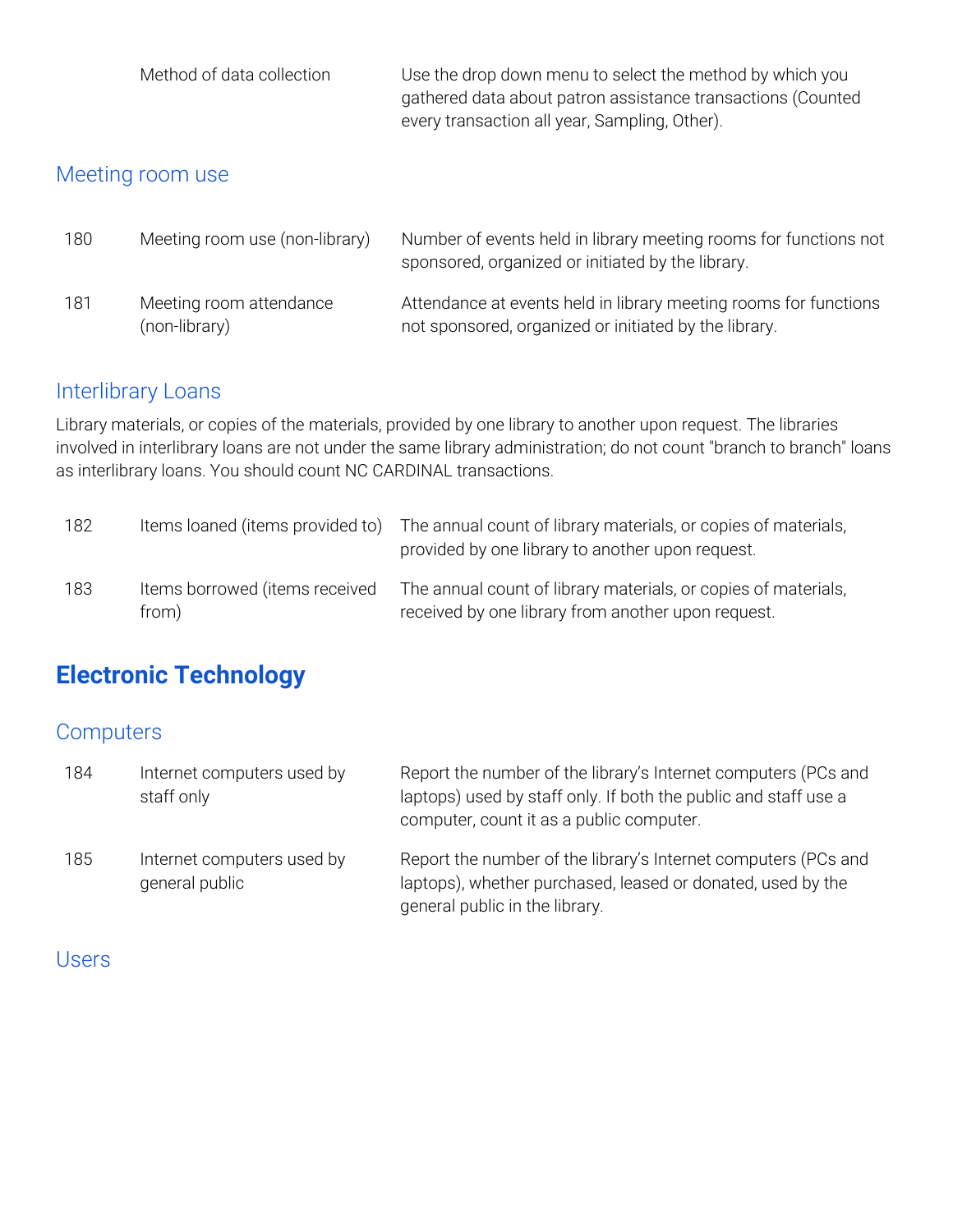| | | |
|---|---|---|
| | Method of data collection | Use the drop down menu to select the method by which you gathered data about patron assistance transactions (Counted every transaction all year, Sampling, Other). |

### Meeting room use

| | | |
|---|---|---|
| 180 | Meeting room use (non-library) | Number of events held in library meeting rooms for functions not sponsored, organized or initiated by the library. |
| 181 | Meeting room attendance (non-library) | Attendance at events held in library meeting rooms for functions not sponsored, organized or initiated by the library. |

### Interlibrary Loans

Library materials, or copies of the materials, provided by one library to another upon request. The libraries involved in interlibrary loans are not under the same library administration; do not count "branch to branch" loans as interlibrary loans. You should count NC CARDINAL transactions.

| | | |
|---|---|---|
| 182 | Items loaned (items provided to) | The annual count of library materials, or copies of materials, provided by one library to another upon request. |
| 183 | Items borrowed (items received from) | The annual count of library materials, or copies of materials, received by one library from another upon request. |

## Electronic Technology

### Computers

| | | |
|---|---|---|
| 184 | Internet computers used by staff only | Report the number of the library's Internet computers (PCs and laptops) used by staff only. If both the public and staff use a computer, count it as a public computer. |
| 185 | Internet computers used by general public | Report the number of the library's Internet computers (PCs and laptops), whether purchased, leased or donated, used by the general public in the library. |

### Users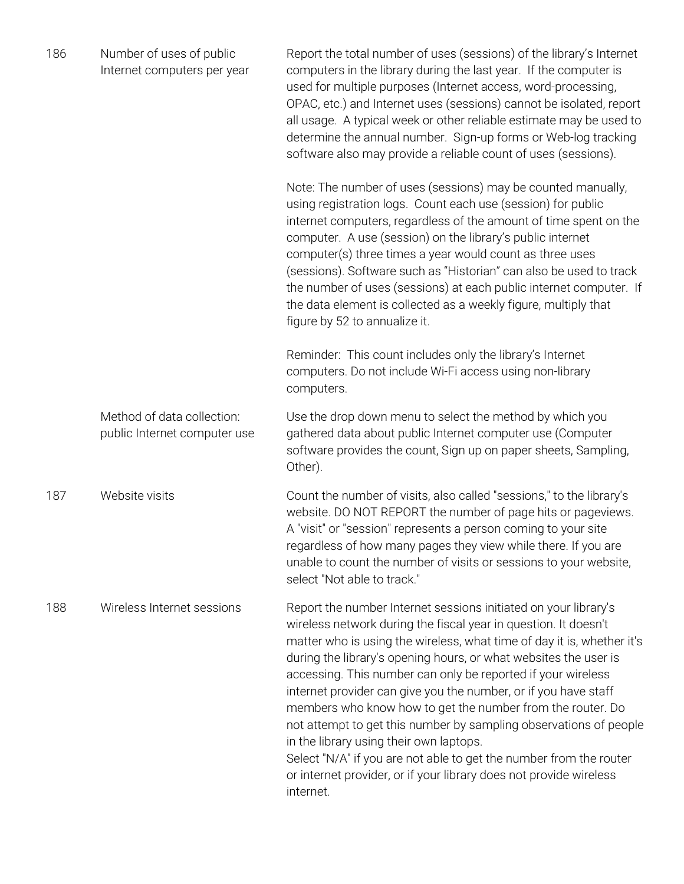| | | |
|---|---|---|
| 186 | Number of uses of public Internet computers per year | Report the total number of uses (sessions) of the library's Internet computers in the library during the last year. If the computer is used for multiple purposes (Internet access, word-processing, OPAC, etc.) and Internet uses (sessions) cannot be isolated, report all usage. A typical week or other reliable estimate may be used to determine the annual number. Sign-up forms or Web-log tracking software also may provide a reliable count of uses (sessions).<br><br>Note: The number of uses (sessions) may be counted manually, using registration logs. Count each use (session) for public internet computers, regardless of the amount of time spent on the computer. A use (session) on the library's public internet computer(s) three times a year would count as three uses (sessions). Software such as "Historian" can also be used to track the number of uses (sessions) at each public internet computer. If the data element is collected as a weekly figure, multiply that figure by 52 to annualize it.<br><br>Reminder: This count includes only the library's Internet computers. Do not include Wi-Fi access using non-library computers. |
| | Method of data collection: public Internet computer use | Use the drop down menu to select the method by which you gathered data about public Internet computer use (Computer software provides the count, Sign up on paper sheets, Sampling, Other). |
| 187 | Website visits | Count the number of visits, also called "sessions," to the library's website. DO NOT REPORT the number of page hits or pageviews. A "visit" or "session" represents a person coming to your site regardless of how many pages they view while there. If you are unable to count the number of visits or sessions to your website, select "Not able to track." |
| 188 | Wireless Internet sessions | Report the number Internet sessions initiated on your library's wireless network during the fiscal year in question. It doesn't matter who is using the wireless, what time of day it is, whether it's during the library's opening hours, or what websites the user is accessing. This number can only be reported if your wireless internet provider can give you the number, or if you have staff members who know how to get the number from the router. Do not attempt to get this number by sampling observations of people in the library using their own laptops.<br>Select "N/A" if you are not able to get the number from the router or internet provider, or if your library does not provide wireless internet. |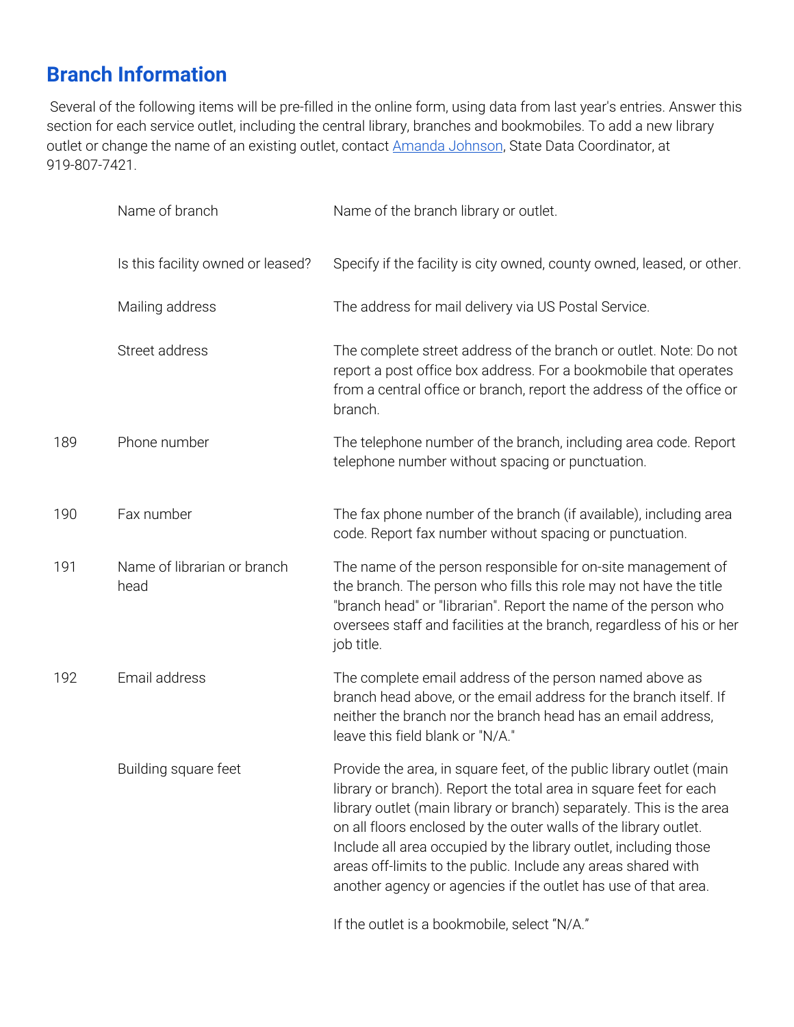## Branch Information

Several of the following items will be pre-filled in the online form, using data from last year's entries. Answer this section for each service outlet, including the central library, branches and bookmobiles. To add a new library outlet or change the name of an existing outlet, contact Amanda Johnson, State Data Coordinator, at 919-807-7421.

| | | |
|---|---|---|
| | Name of branch | Name of the branch library or outlet. |
| | Is this facility owned or leased? | Specify if the facility is city owned, county owned, leased, or other. |
| | Mailing address | The address for mail delivery via US Postal Service. |
| | Street address | The complete street address of the branch or outlet. Note: Do not report a post office box address. For a bookmobile that operates from a central office or branch, report the address of the office or branch. |
| 189 | Phone number | The telephone number of the branch, including area code. Report telephone number without spacing or punctuation. |
| 190 | Fax number | The fax phone number of the branch (if available), including area code. Report fax number without spacing or punctuation. |
| 191 | Name of librarian or branch head | The name of the person responsible for on-site management of the branch. The person who fills this role may not have the title "branch head" or "librarian". Report the name of the person who oversees staff and facilities at the branch, regardless of his or her job title. |
| 192 | Email address | The complete email address of the person named above as branch head above, or the email address for the branch itself. If neither the branch nor the branch head has an email address, leave this field blank or "N/A." |
| | Building square feet | Provide the area, in square feet, of the public library outlet (main library or branch). Report the total area in square feet for each library outlet (main library or branch) separately. This is the area on all floors enclosed by the outer walls of the library outlet. Include all area occupied by the library outlet, including those areas off-limits to the public. Include any areas shared with another agency or agencies if the outlet has use of that area.<br><br>If the outlet is a bookmobile, select "N/A." |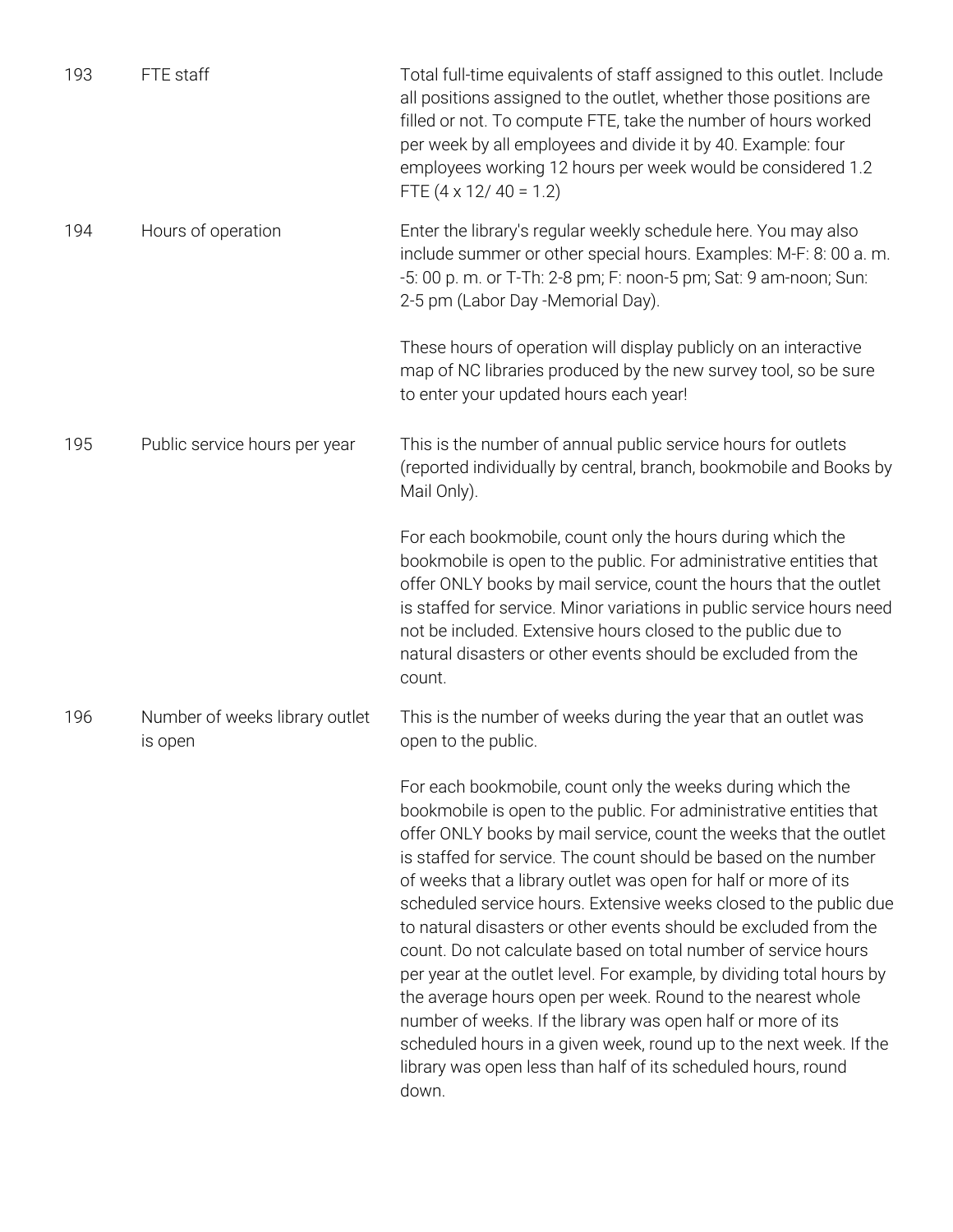| | | |
|---|---|---|
| 193 | FTE staff | Total full-time equivalents of staff assigned to this outlet. Include all positions assigned to the outlet, whether those positions are filled or not. To compute FTE, take the number of hours worked per week by all employees and divide it by 40. Example: four employees working 12 hours per week would be considered 1.2 FTE (4 x 12/ 40 = 1.2) |
| 194 | Hours of operation | Enter the library's regular weekly schedule here. You may also include summer or other special hours. Examples: M-F: 8: 00 a. m. -5: 00 p. m. or T-Th: 2-8 pm; F: noon-5 pm; Sat: 9 am-noon; Sun: 2-5 pm (Labor Day -Memorial Day).<br><br>These hours of operation will display publicly on an interactive map of NC libraries produced by the new survey tool, so be sure to enter your updated hours each year! |
| 195 | Public service hours per year | This is the number of annual public service hours for outlets (reported individually by central, branch, bookmobile and Books by Mail Only).<br><br>For each bookmobile, count only the hours during which the bookmobile is open to the public. For administrative entities that offer ONLY books by mail service, count the hours that the outlet is staffed for service. Minor variations in public service hours need not be included. Extensive hours closed to the public due to natural disasters or other events should be excluded from the count. |
| 196 | Number of weeks library outlet is open | This is the number of weeks during the year that an outlet was open to the public.<br><br>For each bookmobile, count only the weeks during which the bookmobile is open to the public. For administrative entities that offer ONLY books by mail service, count the weeks that the outlet is staffed for service. The count should be based on the number of weeks that a library outlet was open for half or more of its scheduled service hours. Extensive weeks closed to the public due to natural disasters or other events should be excluded from the count. Do not calculate based on total number of service hours per year at the outlet level. For example, by dividing total hours by the average hours open per week. Round to the nearest whole number of weeks. If the library was open half or more of its scheduled hours in a given week, round up to the next week. If the library was open less than half of its scheduled hours, round down. |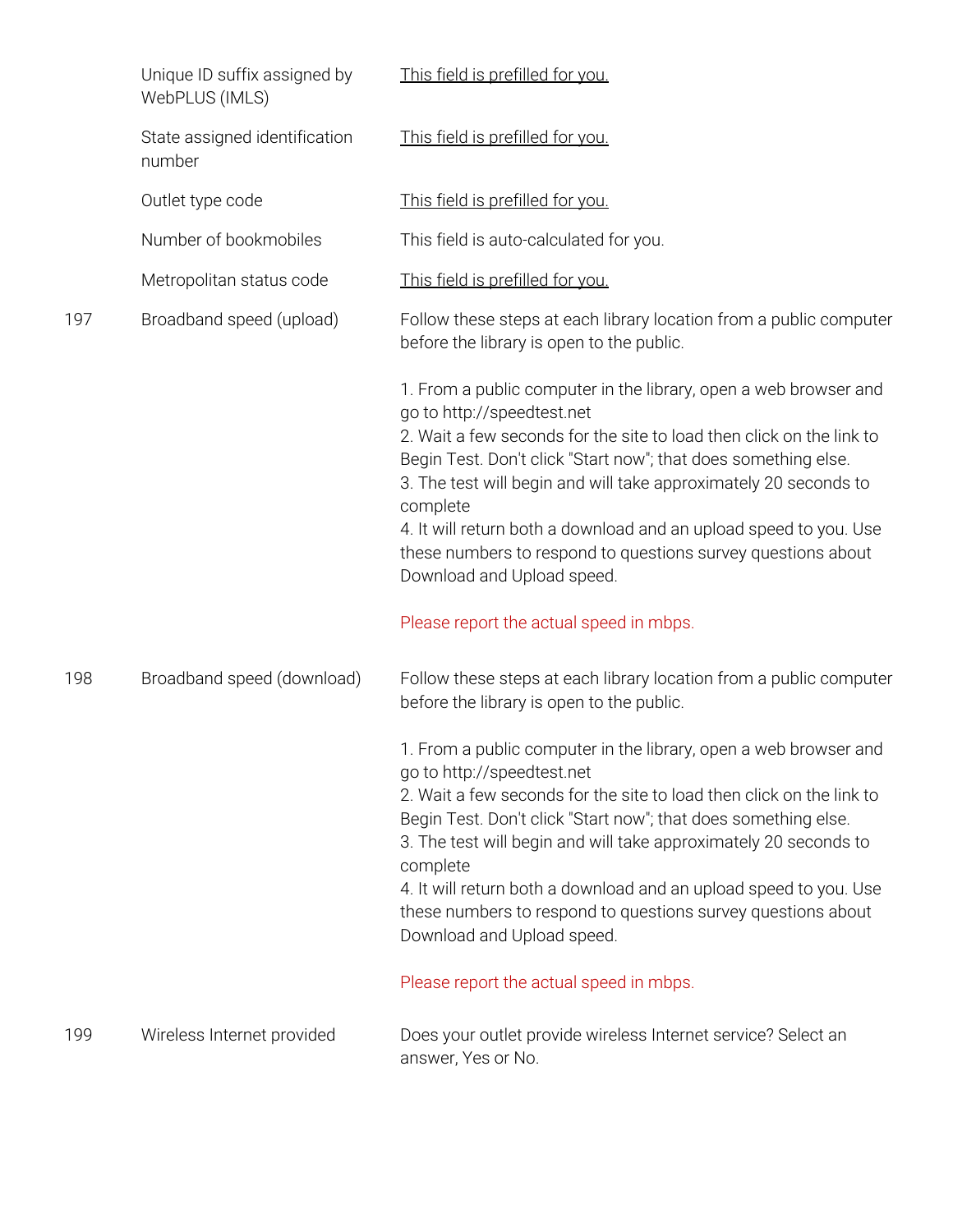| | | |
|---|---|---|
| | Unique ID suffix assigned by WebPLUS (IMLS) | This field is prefilled for you. |
| | State assigned identification number | This field is prefilled for you. |
| | Outlet type code | This field is prefilled for you. |
| | Number of bookmobiles | This field is auto-calculated for you. |
| | Metropolitan status code | This field is prefilled for you. |
| 197 | Broadband speed (upload) | Follow these steps at each library location from a public computer before the library is open to the public.<br><br>1. From a public computer in the library, open a web browser and go to http://speedtest.net<br>2. Wait a few seconds for the site to load then click on the link to Begin Test. Don't click "Start now"; that does something else.<br>3. The test will begin and will take approximately 20 seconds to complete<br>4. It will return both a download and an upload speed to you. Use these numbers to respond to questions survey questions about Download and Upload speed.<br><br>Please report the actual speed in mbps. |
| 198 | Broadband speed (download) | Follow these steps at each library location from a public computer before the library is open to the public.<br><br>1. From a public computer in the library, open a web browser and go to http://speedtest.net<br>2. Wait a few seconds for the site to load then click on the link to Begin Test. Don't click "Start now"; that does something else.<br>3. The test will begin and will take approximately 20 seconds to complete<br>4. It will return both a download and an upload speed to you. Use these numbers to respond to questions survey questions about Download and Upload speed.<br><br>Please report the actual speed in mbps. |
| 199 | Wireless Internet provided | Does your outlet provide wireless Internet service? Select an answer, Yes or No. |